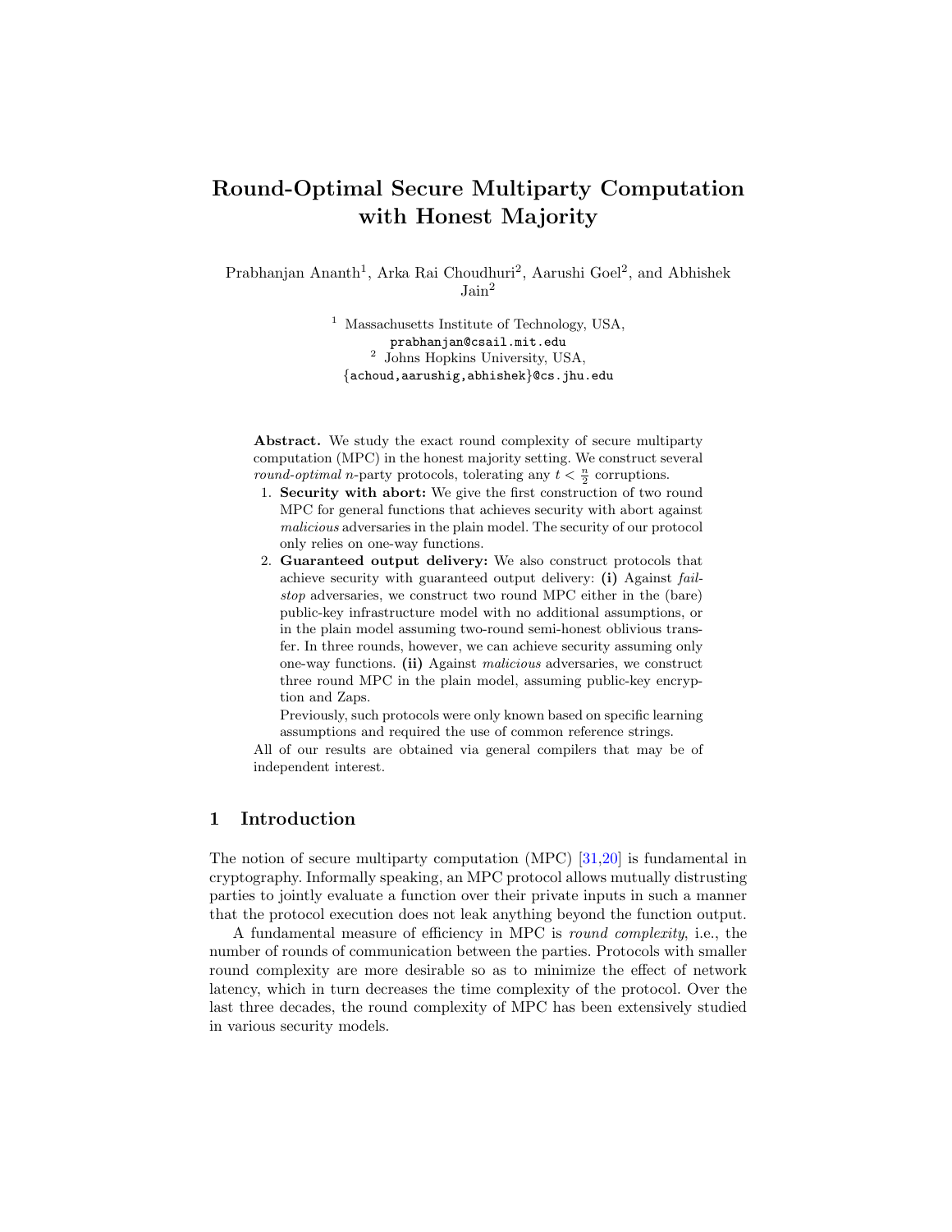# Round-Optimal Secure Multiparty Computation with Honest Majority

Prabhanjan Ananth[1], Arka Rai Choudhuri[2], Aarushi Goel[2], and Abhishek Jain[2]

[1] Massachusetts Institute of Technology, USA, prabhanjan@csail.mit.edu
[2] Johns Hopkins University, USA, {achoud,aarushig,abhishek}@cs.jhu.edu

**Abstract.** We study the exact round complexity of secure multiparty computation (MPC) in the honest majority setting. We construct several *round-optimal* $n$-party protocols, tolerating any $t < \frac{n}{2}$ corruptions.

1. **Security with abort:** We give the first construction of two round MPC for general functions that achieves security with abort against *malicious* adversaries in the plain model. The security of our protocol only relies on one-way functions.
2. **Guaranteed output delivery:** We also construct protocols that achieve security with guaranteed output delivery: **(i)** Against *fail-stop* adversaries, we construct two round MPC either in the (bare) public-key infrastructure model with no additional assumptions, or in the plain model assuming two-round semi-honest oblivious transfer. In three rounds, however, we can achieve security assuming only one-way functions. **(ii)** Against *malicious* adversaries, we construct three round MPC in the plain model, assuming public-key encryption and Zaps.

   Previously, such protocols were only known based on specific learning assumptions and required the use of common reference strings.

All of our results are obtained via general compilers that may be of independent interest.

## 1 Introduction

The notion of secure multiparty computation (MPC) [31,20] is fundamental in cryptography. Informally speaking, an MPC protocol allows mutually distrusting parties to jointly evaluate a function over their private inputs in such a manner that the protocol execution does not leak anything beyond the function output.

A fundamental measure of efficiency in MPC is *round complexity*, i.e., the number of rounds of communication between the parties. Protocols with smaller round complexity are more desirable so as to minimize the effect of network latency, which in turn decreases the time complexity of the protocol. Over the last three decades, the round complexity of MPC has been extensively studied in various security models.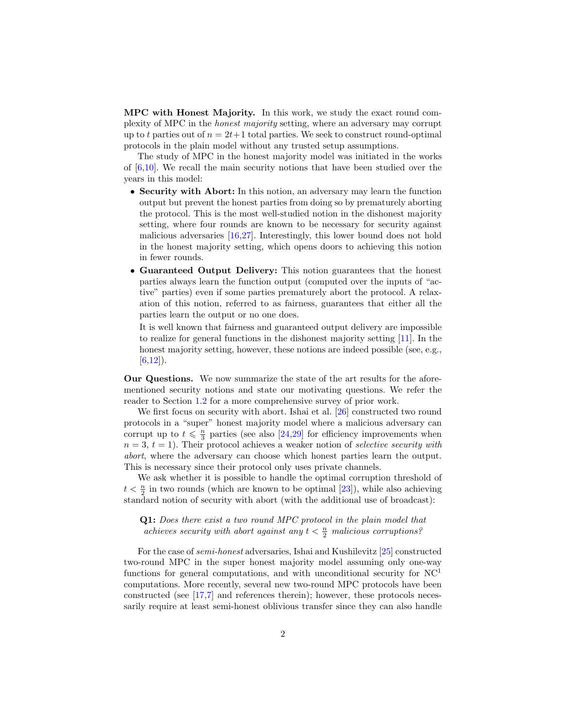**MPC with Honest Majority.** In this work, we study the exact round complexity of MPC in the *honest majority* setting, where an adversary may corrupt up to $t$ parties out of $n = 2t+1$ total parties. We seek to construct round-optimal protocols in the plain model without any trusted setup assumptions.

The study of MPC in the honest majority model was initiated in the works of [6,10]. We recall the main security notions that have been studied over the years in this model:

- **Security with Abort:** In this notion, an adversary may learn the function output but prevent the honest parties from doing so by prematurely aborting the protocol. This is the most well-studied notion in the dishonest majority setting, where four rounds are known to be necessary for security against malicious adversaries [16,27]. Interestingly, this lower bound does not hold in the honest majority setting, which opens doors to achieving this notion in fewer rounds.
- **Guaranteed Output Delivery:** This notion guarantees that the honest parties always learn the function output (computed over the inputs of "active" parties) even if some parties prematurely abort the protocol. A relaxation of this notion, referred to as fairness, guarantees that either all the parties learn the output or no one does.

  It is well known that fairness and guaranteed output delivery are impossible to realize for general functions in the dishonest majority setting [11]. In the honest majority setting, however, these notions are indeed possible (see, e.g., [6,12]).

**Our Questions.** We now summarize the state of the art results for the aforementioned security notions and state our motivating questions. We refer the reader to Section 1.2 for a more comprehensive survey of prior work.

We first focus on security with abort. Ishai et al. [26] constructed two round protocols in a "super" honest majority model where a malicious adversary can corrupt up to $t \leqslant \frac{n}{3}$ parties (see also [24,29] for efficiency improvements when $n = 3$, $t = 1$). Their protocol achieves a weaker notion of *selective security with abort*, where the adversary can choose which honest parties learn the output. This is necessary since their protocol only uses private channels.

We ask whether it is possible to handle the optimal corruption threshold of $t < \frac{n}{2}$ in two rounds (which are known to be optimal [23]), while also achieving standard notion of security with abort (with the additional use of broadcast):

> **Q1:** *Does there exist a two round MPC protocol in the plain model that achieves security with abort against any $t < \frac{n}{2}$ malicious corruptions?*

For the case of *semi-honest* adversaries, Ishai and Kushilevitz [25] constructed two-round MPC in the super honest majority model assuming only one-way functions for general computations, and with unconditional security for $\mathrm{NC}^1$ computations. More recently, several new two-round MPC protocols have been constructed (see [17,7] and references therein); however, these protocols necessarily require at least semi-honest oblivious transfer since they can also handle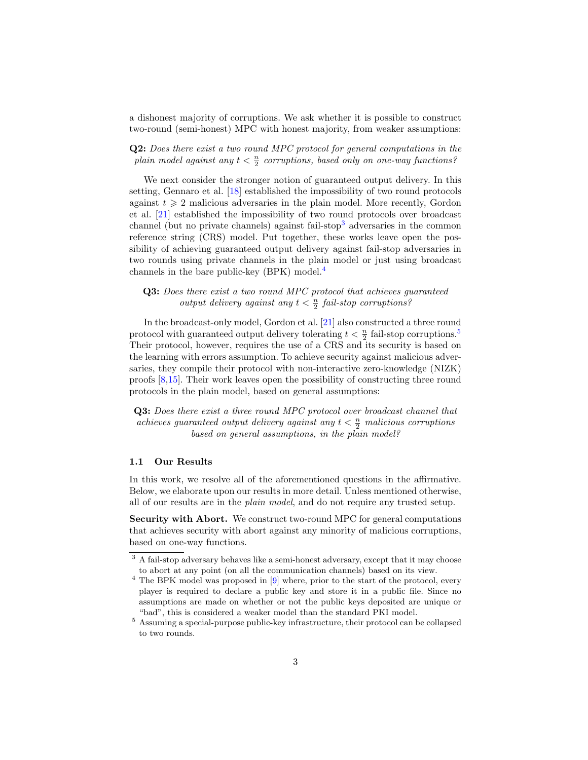a dishonest majority of corruptions. We ask whether it is possible to construct two-round (semi-honest) MPC with honest majority, from weaker assumptions:

**Q2:** *Does there exist a two round MPC protocol for general computations in the plain model against any $t < \frac{n}{2}$ corruptions, based only on one-way functions?*

We next consider the stronger notion of guaranteed output delivery. In this setting, Gennaro et al. [18] established the impossibility of two round protocols against $t \geqslant 2$ malicious adversaries in the plain model. More recently, Gordon et al. [21] established the impossibility of two round protocols over broadcast channel (but no private channels) against fail-stop[3] adversaries in the common reference string (CRS) model. Put together, these works leave open the possibility of achieving guaranteed output delivery against fail-stop adversaries in two rounds using private channels in the plain model or just using broadcast channels in the bare public-key (BPK) model.[4]

**Q3:** *Does there exist a two round MPC protocol that achieves guaranteed output delivery against any $t < \frac{n}{2}$ fail-stop corruptions?*

In the broadcast-only model, Gordon et al. [21] also constructed a three round protocol with guaranteed output delivery tolerating $t < \frac{n}{2}$ fail-stop corruptions.[5] Their protocol, however, requires the use of a CRS and its security is based on the learning with errors assumption. To achieve security against malicious adversaries, they compile their protocol with non-interactive zero-knowledge (NIZK) proofs [8,15]. Their work leaves open the possibility of constructing three round protocols in the plain model, based on general assumptions:

**Q3:** *Does there exist a three round MPC protocol over broadcast channel that achieves guaranteed output delivery against any $t < \frac{n}{2}$ malicious corruptions based on general assumptions, in the plain model?*

### 1.1 Our Results

In this work, we resolve all of the aforementioned questions in the affirmative. Below, we elaborate upon our results in more detail. Unless mentioned otherwise, all of our results are in the *plain model*, and do not require any trusted setup.

**Security with Abort.** We construct two-round MPC for general computations that achieves security with abort against any minority of malicious corruptions, based on one-way functions.

[3] A fail-stop adversary behaves like a semi-honest adversary, except that it may choose to abort at any point (on all the communication channels) based on its view.

[4] The BPK model was proposed in [9] where, prior to the start of the protocol, every player is required to declare a public key and store it in a public file. Since no assumptions are made on whether or not the public keys deposited are unique or "bad", this is considered a weaker model than the standard PKI model.

[5] Assuming a special-purpose public-key infrastructure, their protocol can be collapsed to two rounds.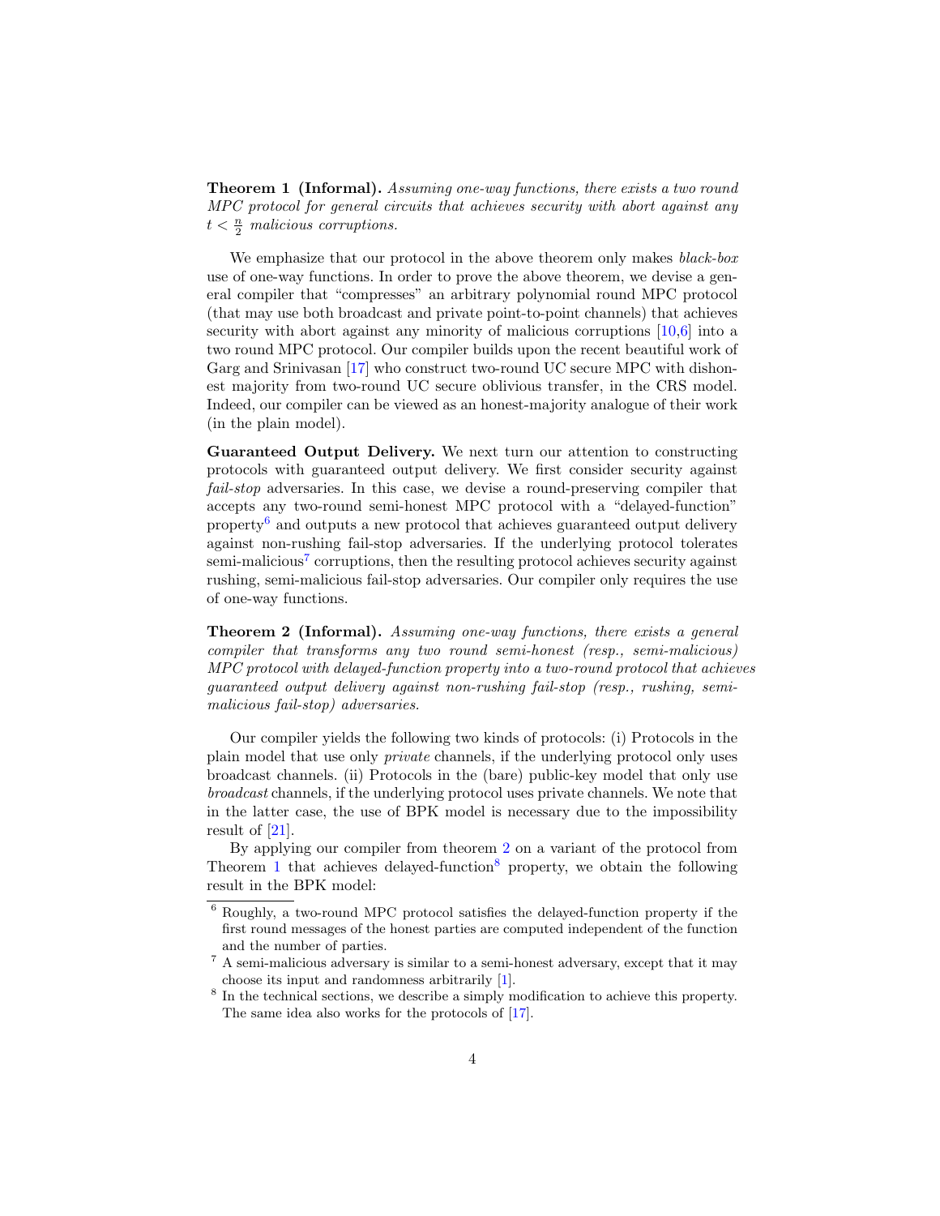**Theorem 1 (Informal).** *Assuming one-way functions, there exists a two round MPC protocol for general circuits that achieves security with abort against any $t < \frac{n}{2}$ malicious corruptions.*

We emphasize that our protocol in the above theorem only makes *black-box* use of one-way functions. In order to prove the above theorem, we devise a general compiler that "compresses" an arbitrary polynomial round MPC protocol (that may use both broadcast and private point-to-point channels) that achieves security with abort against any minority of malicious corruptions [10,6] into a two round MPC protocol. Our compiler builds upon the recent beautiful work of Garg and Srinivasan [17] who construct two-round UC secure MPC with dishonest majority from two-round UC secure oblivious transfer, in the CRS model. Indeed, our compiler can be viewed as an honest-majority analogue of their work (in the plain model).

**Guaranteed Output Delivery.** We next turn our attention to constructing protocols with guaranteed output delivery. We first consider security against *fail-stop* adversaries. In this case, we devise a round-preserving compiler that accepts any two-round semi-honest MPC protocol with a "delayed-function" property[6] and outputs a new protocol that achieves guaranteed output delivery against non-rushing fail-stop adversaries. If the underlying protocol tolerates semi-malicious[7] corruptions, then the resulting protocol achieves security against rushing, semi-malicious fail-stop adversaries. Our compiler only requires the use of one-way functions.

**Theorem 2 (Informal).** *Assuming one-way functions, there exists a general compiler that transforms any two round semi-honest (resp., semi-malicious) MPC protocol with delayed-function property into a two-round protocol that achieves guaranteed output delivery against non-rushing fail-stop (resp., rushing, semi-malicious fail-stop) adversaries.*

Our compiler yields the following two kinds of protocols: (i) Protocols in the plain model that use only *private* channels, if the underlying protocol only uses broadcast channels. (ii) Protocols in the (bare) public-key model that only use *broadcast* channels, if the underlying protocol uses private channels. We note that in the latter case, the use of BPK model is necessary due to the impossibility result of [21].

By applying our compiler from theorem 2 on a variant of the protocol from Theorem 1 that achieves delayed-function[8] property, we obtain the following result in the BPK model:

---

[6] Roughly, a two-round MPC protocol satisfies the delayed-function property if the first round messages of the honest parties are computed independent of the function and the number of parties.

[7] A semi-malicious adversary is similar to a semi-honest adversary, except that it may choose its input and randomness arbitrarily [1].

[8] In the technical sections, we describe a simply modification to achieve this property. The same idea also works for the protocols of [17].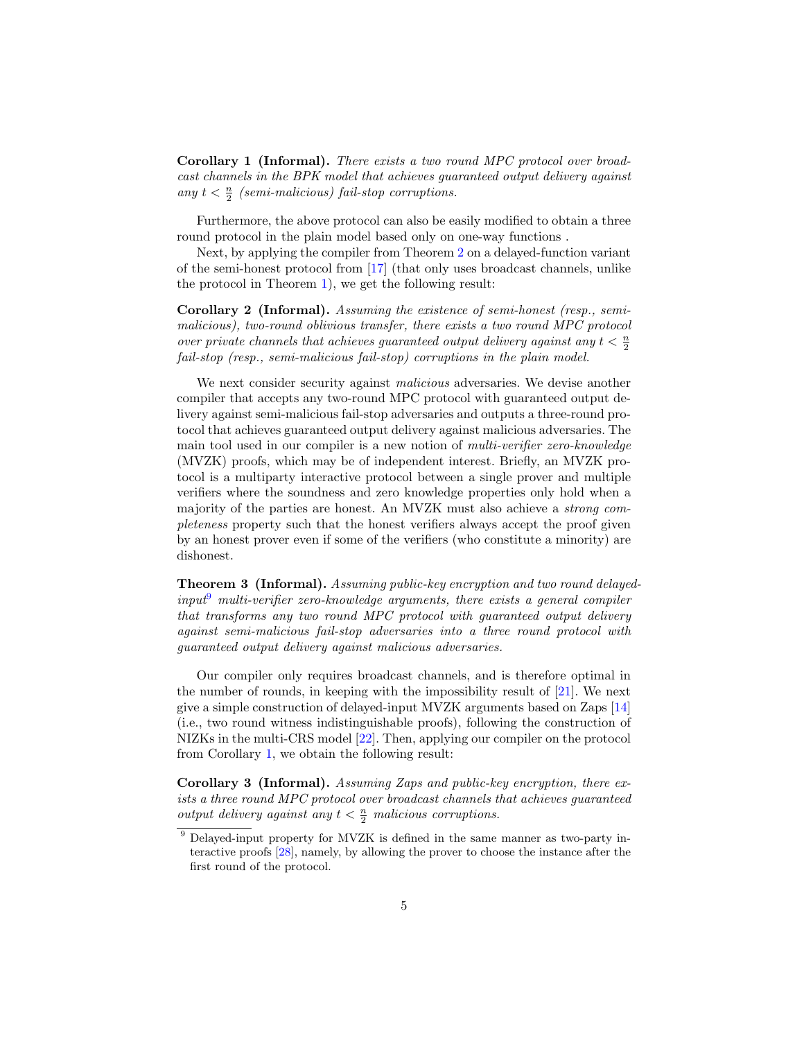**Corollary 1 (Informal).** *There exists a two round MPC protocol over broadcast channels in the BPK model that achieves guaranteed output delivery against any $t < \frac{n}{2}$ (semi-malicious) fail-stop corruptions.*

Furthermore, the above protocol can also be easily modified to obtain a three round protocol in the plain model based only on one-way functions .

Next, by applying the compiler from Theorem 2 on a delayed-function variant of the semi-honest protocol from [17] (that only uses broadcast channels, unlike the protocol in Theorem 1), we get the following result:

**Corollary 2 (Informal).** *Assuming the existence of semi-honest (resp., semi-malicious), two-round oblivious transfer, there exists a two round MPC protocol over private channels that achieves guaranteed output delivery against any $t < \frac{n}{2}$ fail-stop (resp., semi-malicious fail-stop) corruptions in the plain model.*

We next consider security against *malicious* adversaries. We devise another compiler that accepts any two-round MPC protocol with guaranteed output delivery against semi-malicious fail-stop adversaries and outputs a three-round protocol that achieves guaranteed output delivery against malicious adversaries. The main tool used in our compiler is a new notion of *multi-verifier zero-knowledge* (MVZK) proofs, which may be of independent interest. Briefly, an MVZK protocol is a multiparty interactive protocol between a single prover and multiple verifiers where the soundness and zero knowledge properties only hold when a majority of the parties are honest. An MVZK must also achieve a *strong completeness* property such that the honest verifiers always accept the proof given by an honest prover even if some of the verifiers (who constitute a minority) are dishonest.

**Theorem 3 (Informal).** *Assuming public-key encryption and two round delayed-input*[9] *multi-verifier zero-knowledge arguments, there exists a general compiler that transforms any two round MPC protocol with guaranteed output delivery against semi-malicious fail-stop adversaries into a three round protocol with guaranteed output delivery against malicious adversaries.*

Our compiler only requires broadcast channels, and is therefore optimal in the number of rounds, in keeping with the impossibility result of [21]. We next give a simple construction of delayed-input MVZK arguments based on Zaps [14] (i.e., two round witness indistinguishable proofs), following the construction of NIZKs in the multi-CRS model [22]. Then, applying our compiler on the protocol from Corollary 1, we obtain the following result:

**Corollary 3 (Informal).** *Assuming Zaps and public-key encryption, there exists a three round MPC protocol over broadcast channels that achieves guaranteed output delivery against any $t < \frac{n}{2}$ malicious corruptions.*

[9] Delayed-input property for MVZK is defined in the same manner as two-party interactive proofs [28], namely, by allowing the prover to choose the instance after the first round of the protocol.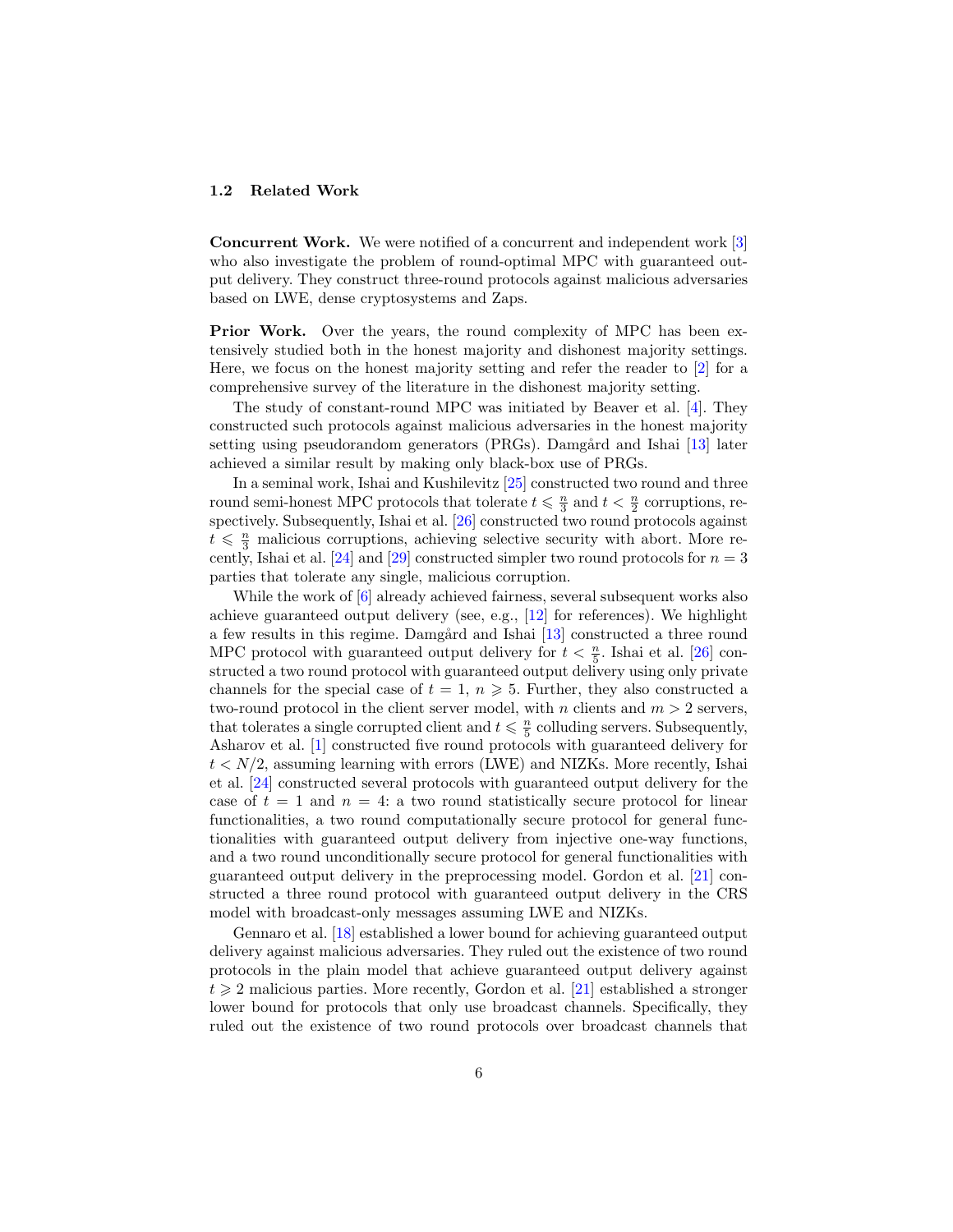### 1.2 Related Work

**Concurrent Work.** We were notified of a concurrent and independent work [3] who also investigate the problem of round-optimal MPC with guaranteed output delivery. They construct three-round protocols against malicious adversaries based on LWE, dense cryptosystems and Zaps.

**Prior Work.** Over the years, the round complexity of MPC has been extensively studied both in the honest majority and dishonest majority settings. Here, we focus on the honest majority setting and refer the reader to [2] for a comprehensive survey of the literature in the dishonest majority setting.

The study of constant-round MPC was initiated by Beaver et al. [4]. They constructed such protocols against malicious adversaries in the honest majority setting using pseudorandom generators (PRGs). Damgård and Ishai [13] later achieved a similar result by making only black-box use of PRGs.

In a seminal work, Ishai and Kushilevitz [25] constructed two round and three round semi-honest MPC protocols that tolerate $t \leqslant \frac{n}{3}$ and $t < \frac{n}{2}$ corruptions, respectively. Subsequently, Ishai et al. [26] constructed two round protocols against $t \leqslant \frac{n}{3}$ malicious corruptions, achieving selective security with abort. More recently, Ishai et al. [24] and [29] constructed simpler two round protocols for $n = 3$ parties that tolerate any single, malicious corruption.

While the work of [6] already achieved fairness, several subsequent works also achieve guaranteed output delivery (see, e.g., [12] for references). We highlight a few results in this regime. Damgård and Ishai [13] constructed a three round MPC protocol with guaranteed output delivery for $t < \frac{n}{5}$. Ishai et al. [26] constructed a two round protocol with guaranteed output delivery using only private channels for the special case of $t = 1$, $n \geqslant 5$. Further, they also constructed a two-round protocol in the client server model, with $n$ clients and $m > 2$ servers, that tolerates a single corrupted client and $t \leqslant \frac{n}{5}$ colluding servers. Subsequently, Asharov et al. [1] constructed five round protocols with guaranteed delivery for $t < N/2$, assuming learning with errors (LWE) and NIZKs. More recently, Ishai et al. [24] constructed several protocols with guaranteed output delivery for the case of $t = 1$ and $n = 4$: a two round statistically secure protocol for linear functionalities, a two round computationally secure protocol for general functionalities with guaranteed output delivery from injective one-way functions, and a two round unconditionally secure protocol for general functionalities with guaranteed output delivery in the preprocessing model. Gordon et al. [21] constructed a three round protocol with guaranteed output delivery in the CRS model with broadcast-only messages assuming LWE and NIZKs.

Gennaro et al. [18] established a lower bound for achieving guaranteed output delivery against malicious adversaries. They ruled out the existence of two round protocols in the plain model that achieve guaranteed output delivery against $t \geqslant 2$ malicious parties. More recently, Gordon et al. [21] established a stronger lower bound for protocols that only use broadcast channels. Specifically, they ruled out the existence of two round protocols over broadcast channels that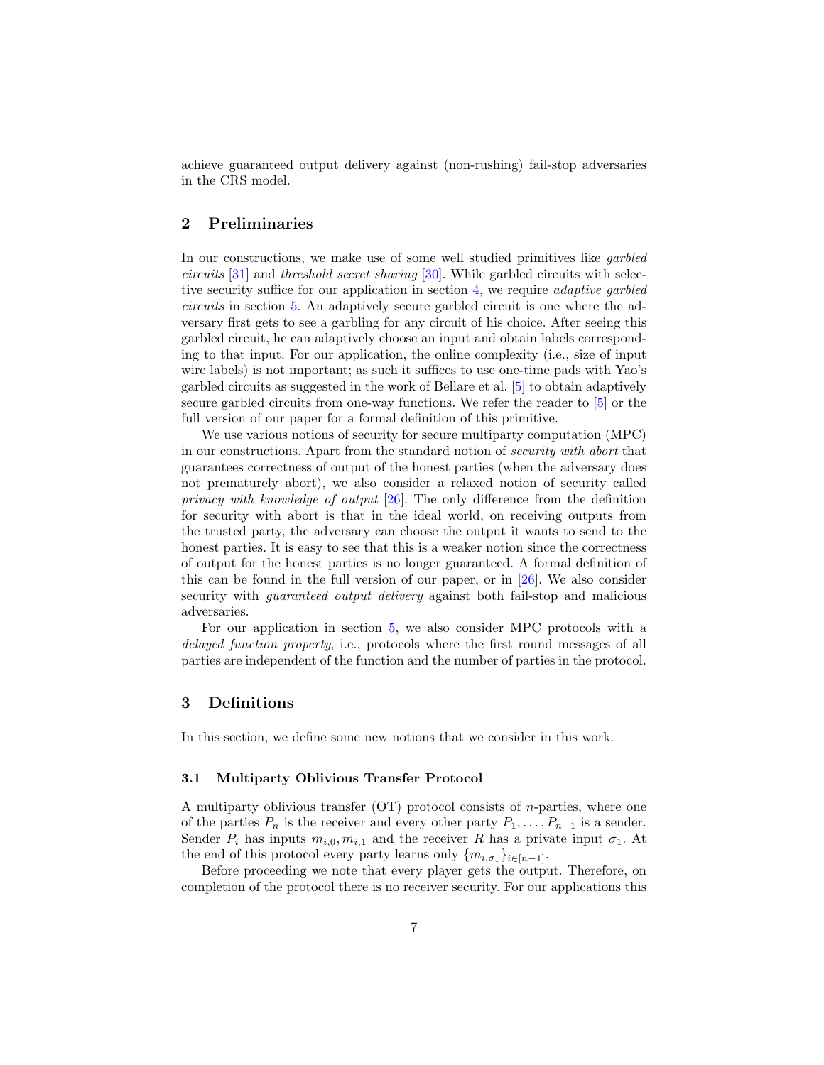achieve guaranteed output delivery against (non-rushing) fail-stop adversaries in the CRS model.

## 2 Preliminaries

In our constructions, we make use of some well studied primitives like *garbled circuits* [31] and *threshold secret sharing* [30]. While garbled circuits with selective security suffice for our application in section 4, we require *adaptive garbled circuits* in section 5. An adaptively secure garbled circuit is one where the adversary first gets to see a garbling for any circuit of his choice. After seeing this garbled circuit, he can adaptively choose an input and obtain labels corresponding to that input. For our application, the online complexity (i.e., size of input wire labels) is not important; as such it suffices to use one-time pads with Yao's garbled circuits as suggested in the work of Bellare et al. [5] to obtain adaptively secure garbled circuits from one-way functions. We refer the reader to [5] or the full version of our paper for a formal definition of this primitive.

We use various notions of security for secure multiparty computation (MPC) in our constructions. Apart from the standard notion of *security with abort* that guarantees correctness of output of the honest parties (when the adversary does not prematurely abort), we also consider a relaxed notion of security called *privacy with knowledge of output* [26]. The only difference from the definition for security with abort is that in the ideal world, on receiving outputs from the trusted party, the adversary can choose the output it wants to send to the honest parties. It is easy to see that this is a weaker notion since the correctness of output for the honest parties is no longer guaranteed. A formal definition of this can be found in the full version of our paper, or in [26]. We also consider security with *guaranteed output delivery* against both fail-stop and malicious adversaries.

For our application in section 5, we also consider MPC protocols with a *delayed function property*, i.e., protocols where the first round messages of all parties are independent of the function and the number of parties in the protocol.

## 3 Definitions

In this section, we define some new notions that we consider in this work.

### 3.1 Multiparty Oblivious Transfer Protocol

A multiparty oblivious transfer (OT) protocol consists of $n$-parties, where one of the parties $P_n$ is the receiver and every other party $P_1, \ldots, P_{n-1}$ is a sender. Sender $P_i$ has inputs $m_{i,0}, m_{i,1}$ and the receiver $R$ has a private input $\sigma_1$. At the end of this protocol every party learns only $\{m_{i,\sigma_1}\}_{i\in[n-1]}$.

Before proceeding we note that every player gets the output. Therefore, on completion of the protocol there is no receiver security. For our applications this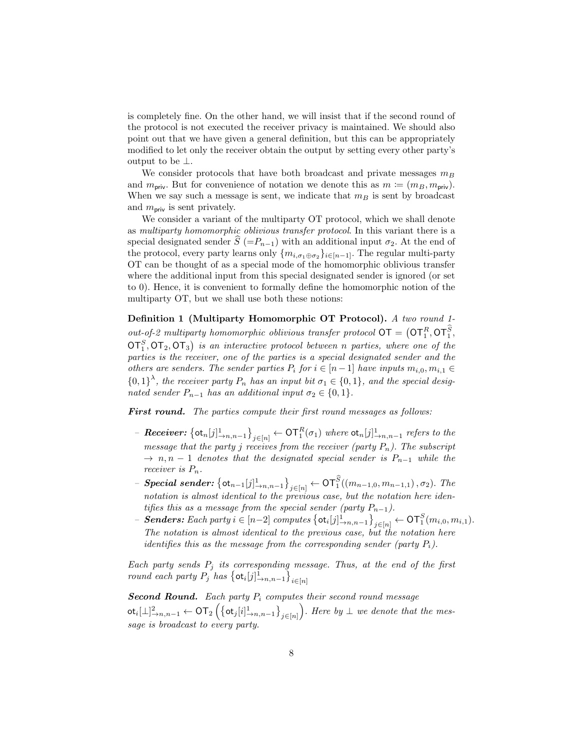is completely fine. On the other hand, we will insist that if the second round of the protocol is not executed the receiver privacy is maintained. We should also point out that we have given a general definition, but this can be appropriately modified to let only the receiver obtain the output by setting every other party's output to be $\perp$.

We consider protocols that have both broadcast and private messages $m_B$ and $m_{\mathsf{priv}}$. But for convenience of notation we denote this as $m := (m_B, m_{\mathsf{priv}})$. When we say such a message is sent, we indicate that $m_B$ is sent by broadcast and $m_{\mathsf{priv}}$ is sent privately.

We consider a variant of the multiparty OT protocol, which we shall denote as *multiparty homomorphic oblivious transfer protocol*. In this variant there is a special designated sender $\widehat{S}$ ($=P_{n-1}$) with an additional input $\sigma_2$. At the end of the protocol, every party learns only $\{m_{i,\sigma_1 \oplus \sigma_2}\}_{i \in [n-1]}$. The regular multi-party OT can be thought of as a special mode of the homomorphic oblivious transfer where the additional input from this special designated sender is ignored (or set to 0). Hence, it is convenient to formally define the homomorphic notion of the multiparty OT, but we shall use both these notions:

**Definition 1 (Multiparty Homomorphic OT Protocol).** *A two round 1-out-of-2 multiparty homomorphic oblivious transfer protocol* $\mathsf{OT} = \left(\mathsf{OT}_1^R, \mathsf{OT}_1^{\widehat{S}}, \mathsf{OT}_1^S, \mathsf{OT}_2, \mathsf{OT}_3\right)$ *is an interactive protocol between n parties, where one of the parties is the receiver, one of the parties is a special designated sender and the others are senders. The sender parties $P_i$ for $i \in [n-1]$ have inputs $m_{i,0}, m_{i,1} \in \{0,1\}^\lambda$, the receiver party $P_n$ has an input bit $\sigma_1 \in \{0,1\}$, and the special designated sender $P_{n-1}$ has an additional input $\sigma_2 \in \{0,1\}$.*

***First round.*** *The parties compute their first round messages as follows:*

- ***Receiver:*** $\left\{\mathsf{ot}_n[j]^1_{\to n,n-1}\right\}_{j \in [n]} \leftarrow \mathsf{OT}_1^R(\sigma_1)$ *where $\mathsf{ot}_n[j]^1_{\to n,n-1}$ refers to the message that the party j receives from the receiver (party $P_n$). The subscript $\to n, n-1$ denotes that the designated special sender is $P_{n-1}$ while the receiver is $P_n$.*
- ***Special sender:*** $\left\{\mathsf{ot}_{n-1}[j]^1_{\to n,n-1}\right\}_{j \in [n]} \leftarrow \mathsf{OT}_1^{\widehat{S}}((m_{n-1,0}, m_{n-1,1}), \sigma_2)$*. The notation is almost identical to the previous case, but the notation here identifies this as a message from the special sender (party $P_{n-1}$).*
- ***Senders:*** *Each party $i \in [n-2]$ computes* $\left\{\mathsf{ot}_i[j]^1_{\to n,n-1}\right\}_{j \in [n]} \leftarrow \mathsf{OT}_1^S(m_{i,0}, m_{i,1})$*. The notation is almost identical to the previous case, but the notation here identifies this as the message from the corresponding sender (party $P_i$).*

*Each party sends $P_j$ its corresponding message. Thus, at the end of the first round each party $P_j$ has* $\left\{\mathsf{ot}_i[j]^1_{\to n,n-1}\right\}_{i \in [n]}$

***Second Round.*** *Each party $P_i$ computes their second round message* $\mathsf{ot}_i[\perp]^2_{\to n,n-1} \leftarrow \mathsf{OT}_2\left(\left\{\mathsf{ot}_j[i]^1_{\to n,n-1}\right\}_{j \in [n]}\right)$*. Here by $\perp$ we denote that the message is broadcast to every party.*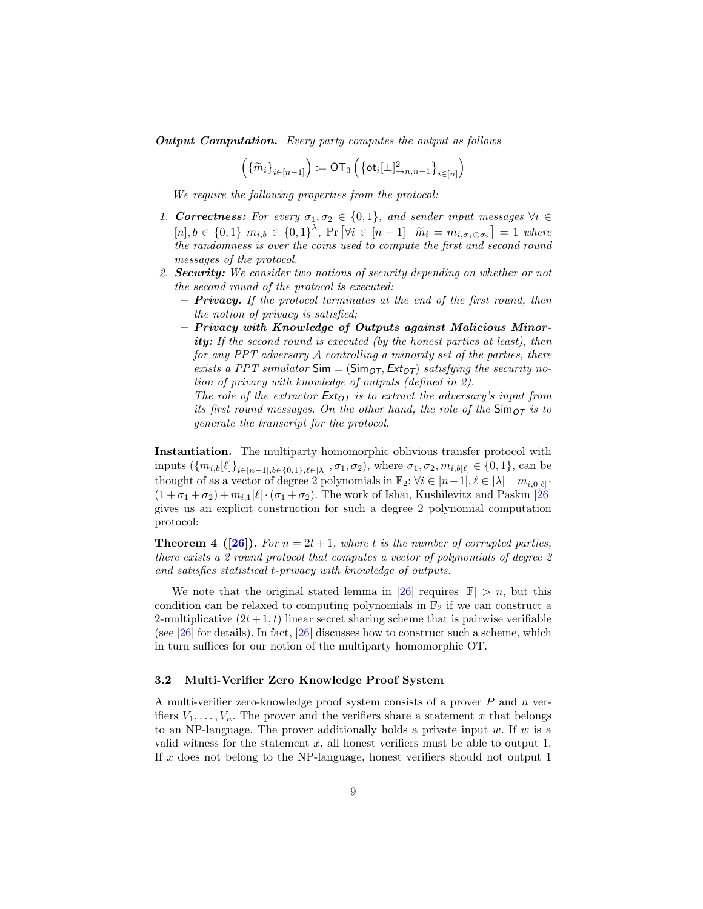***Output Computation.*** *Every party computes the output as follows*

$$\left(\{\widetilde{m}_i\}_{i\in[n-1]}\right) := \mathsf{OT}_3\left(\left\{\mathsf{ot}_i[\perp]^2_{\rightarrow n,n-1}\right\}_{i\in[n]}\right)$$

*We require the following properties from the protocol:*

1. ***Correctness:*** *For every $\sigma_1, \sigma_2 \in \{0,1\}$, and sender input messages $\forall i \in [n], b \in \{0,1\}$ $m_{i,b} \in \{0,1\}^\lambda$, $\Pr\left[\forall i \in [n-1] \quad \widetilde{m}_i = m_{i,\sigma_1\oplus\sigma_2}\right] = 1$ where the randomness is over the coins used to compute the first and second round messages of the protocol.*
2. ***Security:*** *We consider two notions of security depending on whether or not the second round of the protocol is executed:*
   - ***Privacy.*** *If the protocol terminates at the end of the first round, then the notion of privacy is satisfied;*
   - ***Privacy with Knowledge of Outputs against Malicious Minority:*** *If the second round is executed (by the honest parties at least), then for any PPT adversary $\mathcal{A}$ controlling a minority set of the parties, there exists a PPT simulator $\mathsf{Sim} = (\mathsf{Sim}_{OT}, \mathsf{Ext}_{OT})$ satisfying the security notion of privacy with knowledge of outputs (defined in 2).*

     *The role of the extractor $\mathsf{Ext}_{OT}$ is to extract the adversary's input from its first round messages. On the other hand, the role of the $\mathsf{Sim}_{OT}$ is to generate the transcript for the protocol.*

**Instantiation.** The multiparty homomorphic oblivious transfer protocol with inputs $(\{m_{i,b}[\ell]\}_{i\in[n-1],b\in\{0,1\},\ell\in[\lambda]}, \sigma_1, \sigma_2)$, where $\sigma_1, \sigma_2, m_{i,b[\ell]} \in \{0,1\}$, can be thought of as a vector of degree 2 polynomials in $\mathbb{F}_2$: $\forall i \in [n-1], \ell \in [\lambda] \quad m_{i,0[\ell]} \cdot (1+\sigma_1+\sigma_2) + m_{i,1}[\ell] \cdot (\sigma_1+\sigma_2)$. The work of Ishai, Kushilevitz and Paskin [26] gives us an explicit construction for such a degree 2 polynomial computation protocol:

**Theorem 4 ([26]).** *For $n = 2t+1$, where $t$ is the number of corrupted parties, there exists a 2 round protocol that computes a vector of polynomials of degree 2 and satisfies statistical $t$-privacy with knowledge of outputs.*

We note that the original stated lemma in [26] requires $|\mathbb{F}| > n$, but this condition can be relaxed to computing polynomials in $\mathbb{F}_2$ if we can construct a 2-multiplicative $(2t+1,t)$ linear secret sharing scheme that is pairwise verifiable (see [26] for details). In fact, [26] discusses how to construct such a scheme, which in turn suffices for our notion of the multiparty homomorphic OT.

### 3.2 Multi-Verifier Zero Knowledge Proof System

A multi-verifier zero-knowledge proof system consists of a prover $P$ and $n$ verifiers $V_1, \dots, V_n$. The prover and the verifiers share a statement $x$ that belongs to an NP-language. The prover additionally holds a private input $w$. If $w$ is a valid witness for the statement $x$, all honest verifiers must be able to output 1. If $x$ does not belong to the NP-language, honest verifiers should not output 1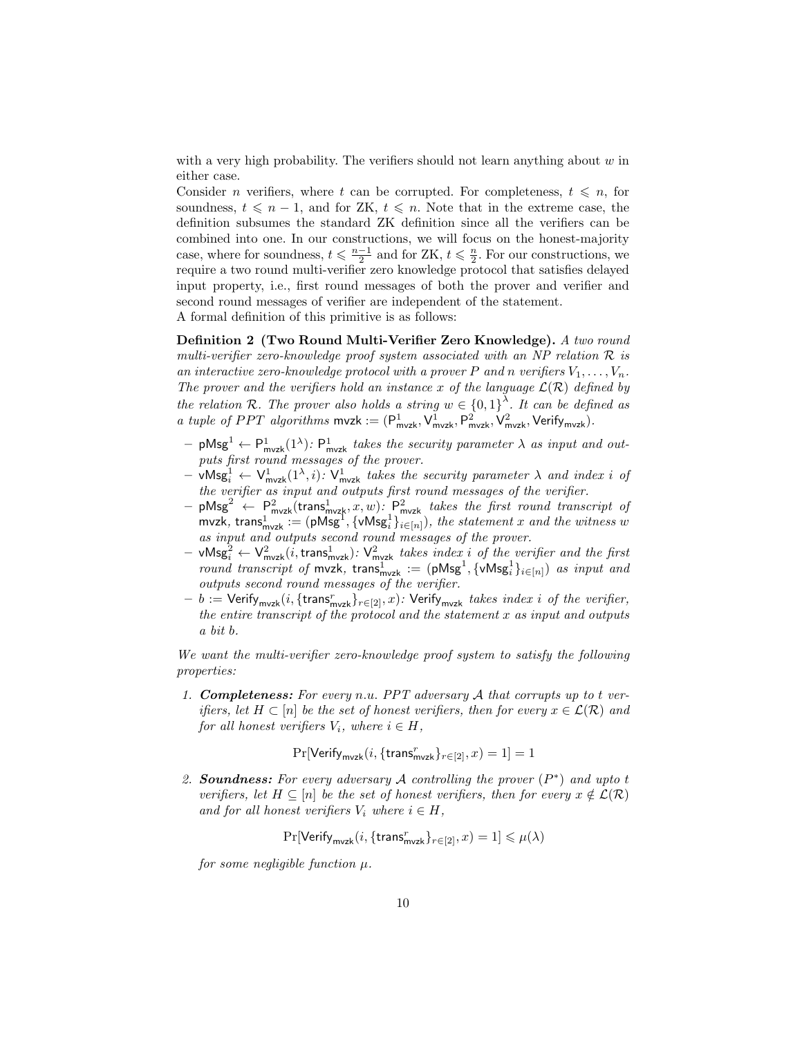with a very high probability. The verifiers should not learn anything about $w$ in either case.

Consider $n$ verifiers, where $t$ can be corrupted. For completeness, $t \leqslant n$, for soundness, $t \leqslant n-1$, and for ZK, $t \leqslant n$. Note that in the extreme case, the definition subsumes the standard ZK definition since all the verifiers can be combined into one. In our constructions, we will focus on the honest-majority case, where for soundness, $t \leqslant \frac{n-1}{2}$ and for ZK, $t \leqslant \frac{n}{2}$. For our constructions, we require a two round multi-verifier zero knowledge protocol that satisfies delayed input property, i.e., first round messages of both the prover and verifier and second round messages of verifier are independent of the statement.

A formal definition of this primitive is as follows:

**Definition 2 (Two Round Multi-Verifier Zero Knowledge).** *A two round multi-verifier zero-knowledge proof system associated with an NP relation $\mathcal{R}$ is an interactive zero-knowledge protocol with a prover $P$ and $n$ verifiers $V_1, \ldots, V_n$. The prover and the verifiers hold an instance $x$ of the language $\mathcal{L}(\mathcal{R})$ defined by the relation $\mathcal{R}$. The prover also holds a string $w \in \{0,1\}^{\lambda}$. It can be defined as a tuple of $PPT$ algorithms $\mathsf{mvzk} := (\mathsf{P}^1_{\mathsf{mvzk}}, \mathsf{V}^1_{\mathsf{mvzk}}, \mathsf{P}^2_{\mathsf{mvzk}}, \mathsf{V}^2_{\mathsf{mvzk}}, \mathsf{Verify}_{\mathsf{mvzk}})$.*

- $\mathsf{pMsg}^1 \leftarrow \mathsf{P}^1_{\mathsf{mvzk}}(1^{\lambda})$*: $\mathsf{P}^1_{\mathsf{mvzk}}$ takes the security parameter $\lambda$ as input and outputs first round messages of the prover.*
- $\mathsf{vMsg}^1_i \leftarrow \mathsf{V}^1_{\mathsf{mvzk}}(1^{\lambda}, i)$*: $\mathsf{V}^1_{\mathsf{mvzk}}$ takes the security parameter $\lambda$ and index $i$ of the verifier as input and outputs first round messages of the verifier.*
- $\mathsf{pMsg}^2 \leftarrow \mathsf{P}^2_{\mathsf{mvzk}}(\mathsf{trans}^1_{\mathsf{mvzk}}, x, w)$*: $\mathsf{P}^2_{\mathsf{mvzk}}$ takes the first round transcript of $\mathsf{mvzk}$, $\mathsf{trans}^1_{\mathsf{mvzk}} := (\mathsf{pMsg}^1, \{\mathsf{vMsg}^1_i\}_{i \in [n]})$, the statement $x$ and the witness $w$ as input and outputs second round messages of the prover.*
- $\mathsf{vMsg}^2_i \leftarrow \mathsf{V}^2_{\mathsf{mvzk}}(i, \mathsf{trans}^1_{\mathsf{mvzk}})$*: $\mathsf{V}^2_{\mathsf{mvzk}}$ takes index $i$ of the verifier and the first round transcript of $\mathsf{mvzk}$, $\mathsf{trans}^1_{\mathsf{mvzk}} := (\mathsf{pMsg}^1, \{\mathsf{vMsg}^1_i\}_{i \in [n]})$ as input and outputs second round messages of the verifier.*
- $b := \mathsf{Verify}_{\mathsf{mvzk}}(i, \{\mathsf{trans}^r_{\mathsf{mvzk}}\}_{r \in [2]}, x)$*: $\mathsf{Verify}_{\mathsf{mvzk}}$ takes index $i$ of the verifier, the entire transcript of the protocol and the statement $x$ as input and outputs a bit $b$.*

*We want the multi-verifier zero-knowledge proof system to satisfy the following properties:*

1. ***Completeness:*** *For every n.u. PPT adversary $\mathcal{A}$ that corrupts up to $t$ verifiers, let $H \subset [n]$ be the set of honest verifiers, then for every $x \in \mathcal{L}(\mathcal{R})$ and for all honest verifiers $V_i$, where $i \in H$,*

$$\Pr[\mathsf{Verify}_{\mathsf{mvzk}}(i, \{\mathsf{trans}^r_{\mathsf{mvzk}}\}_{r \in [2]}, x) = 1] = 1$$

2. ***Soundness:*** *For every adversary $\mathcal{A}$ controlling the prover ($P^*$) and upto $t$ verifiers, let $H \subseteq [n]$ be the set of honest verifiers, then for every $x \notin \mathcal{L}(\mathcal{R})$ and for all honest verifiers $V_i$ where $i \in H$,*

$$\Pr[\mathsf{Verify}_{\mathsf{mvzk}}(i, \{\mathsf{trans}^r_{\mathsf{mvzk}}\}_{r \in [2]}, x) = 1] \leqslant \mu(\lambda)$$

*for some negligible function $\mu$.*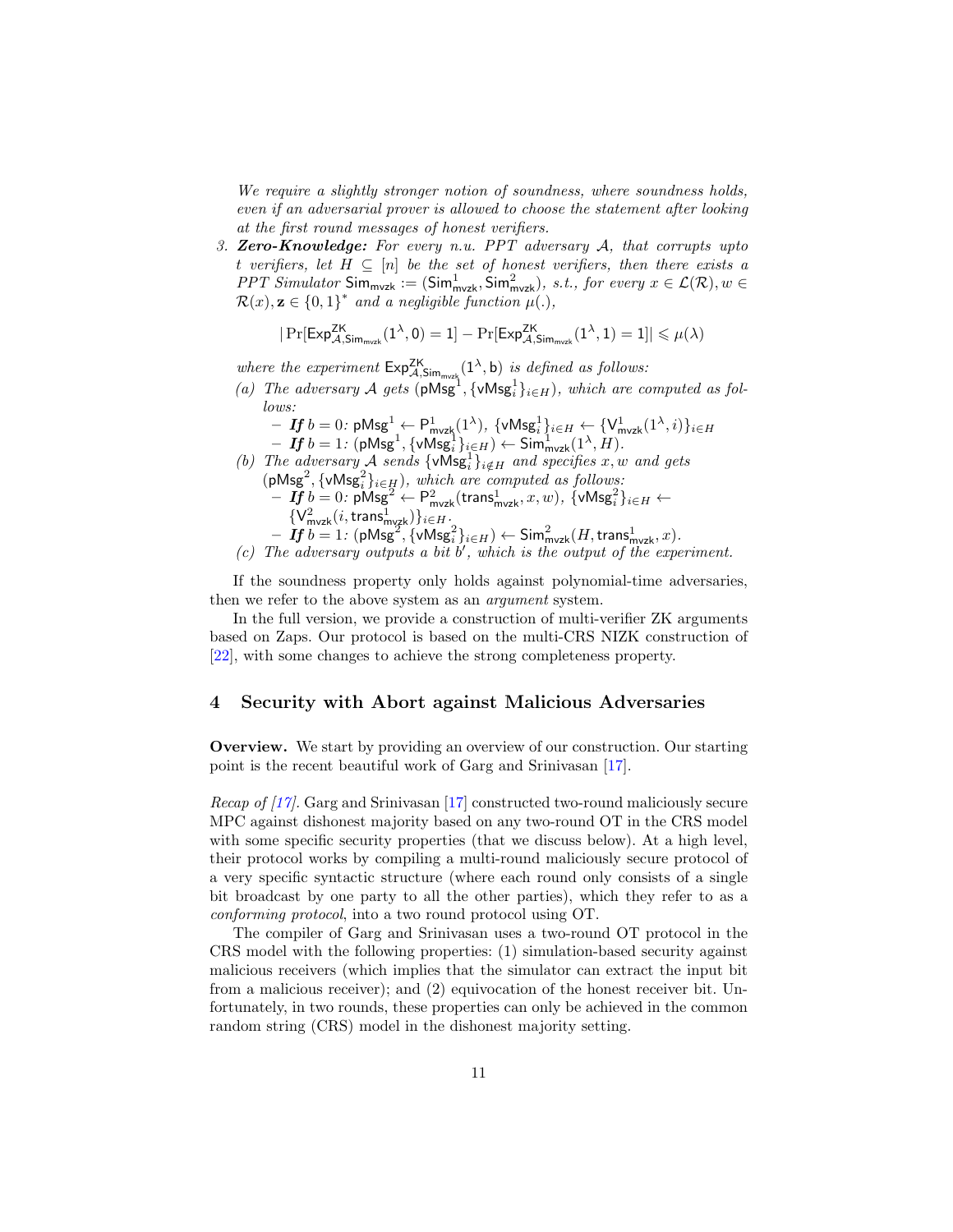*We require a slightly stronger notion of soundness, where soundness holds, even if an adversarial prover is allowed to choose the statement after looking at the first round messages of honest verifiers.*

3. ***Zero-Knowledge:*** *For every n.u. PPT adversary $\mathcal{A}$, that corrupts upto $t$ verifiers, let $H \subseteq [n]$ be the set of honest verifiers, then there exists a PPT Simulator $\mathsf{Sim}_{\mathsf{mvzk}} := (\mathsf{Sim}^1_{\mathsf{mvzk}}, \mathsf{Sim}^2_{\mathsf{mvzk}})$, s.t., for every $x \in \mathcal{L}(\mathcal{R}), w \in \mathcal{R}(x), \mathbf{z} \in \{0,1\}^*$ and a negligible function $\mu(.)$,*

$$|\Pr[\mathsf{Exp}^{\mathsf{ZK}}_{\mathcal{A},\mathsf{Sim}_{\mathsf{mvzk}}}(1^\lambda, 0) = 1] - \Pr[\mathsf{Exp}^{\mathsf{ZK}}_{\mathcal{A},\mathsf{Sim}_{\mathsf{mvzk}}}(1^\lambda, 1) = 1]| \leqslant \mu(\lambda)$$

*where the experiment $\mathsf{Exp}^{\mathsf{ZK}}_{\mathcal{A},\mathsf{Sim}_{\mathsf{mvzk}}}(1^\lambda, \mathsf{b})$ is defined as follows:*

(a) *The adversary $\mathcal{A}$ gets $(\mathsf{pMsg}^1, \{\mathsf{vMsg}^1_i\}_{i \in H})$, which are computed as follows:*
   - ***If*** *$b = 0$: $\mathsf{pMsg}^1 \leftarrow \mathsf{P}^1_{\mathsf{mvzk}}(1^\lambda)$, $\{\mathsf{vMsg}^1_i\}_{i \in H} \leftarrow \{\mathsf{V}^1_{\mathsf{mvzk}}(1^\lambda, i)\}_{i \in H}$*
   - ***If*** *$b = 1$: $(\mathsf{pMsg}^1, \{\mathsf{vMsg}^1_i\}_{i \in H}) \leftarrow \mathsf{Sim}^1_{\mathsf{mvzk}}(1^\lambda, H)$.*

(b) *The adversary $\mathcal{A}$ sends $\{\mathsf{vMsg}^1_i\}_{i \notin H}$ and specifies $x, w$ and gets $(\mathsf{pMsg}^2, \{\mathsf{vMsg}^2_i\}_{i \in H})$, which are computed as follows:*
   - ***If*** *$b = 0$: $\mathsf{pMsg}^2 \leftarrow \mathsf{P}^2_{\mathsf{mvzk}}(\mathsf{trans}^1_{\mathsf{mvzk}}, x, w)$, $\{\mathsf{vMsg}^2_i\}_{i \in H} \leftarrow \{\mathsf{V}^2_{\mathsf{mvzk}}(i, \mathsf{trans}^1_{\mathsf{mvzk}})\}_{i \in H}$.*
   - ***If*** *$b = 1$: $(\mathsf{pMsg}^2, \{\mathsf{vMsg}^2_i\}_{i \in H}) \leftarrow \mathsf{Sim}^2_{\mathsf{mvzk}}(H, \mathsf{trans}^1_{\mathsf{mvzk}}, x)$.*

(c) *The adversary outputs a bit $b'$, which is the output of the experiment.*

If the soundness property only holds against polynomial-time adversaries, then we refer to the above system as an *argument* system.

In the full version, we provide a construction of multi-verifier ZK arguments based on Zaps. Our protocol is based on the multi-CRS NIZK construction of [22], with some changes to achieve the strong completeness property.

## 4 Security with Abort against Malicious Adversaries

**Overview.** We start by providing an overview of our construction. Our starting point is the recent beautiful work of Garg and Srinivasan [17].

*Recap of [17].* Garg and Srinivasan [17] constructed two-round maliciously secure MPC against dishonest majority based on any two-round OT in the CRS model with some specific security properties (that we discuss below). At a high level, their protocol works by compiling a multi-round maliciously secure protocol of a very specific syntactic structure (where each round only consists of a single bit broadcast by one party to all the other parties), which they refer to as a *conforming protocol*, into a two round protocol using OT.

The compiler of Garg and Srinivasan uses a two-round OT protocol in the CRS model with the following properties: (1) simulation-based security against malicious receivers (which implies that the simulator can extract the input bit from a malicious receiver); and (2) equivocation of the honest receiver bit. Unfortunately, in two rounds, these properties can only be achieved in the common random string (CRS) model in the dishonest majority setting.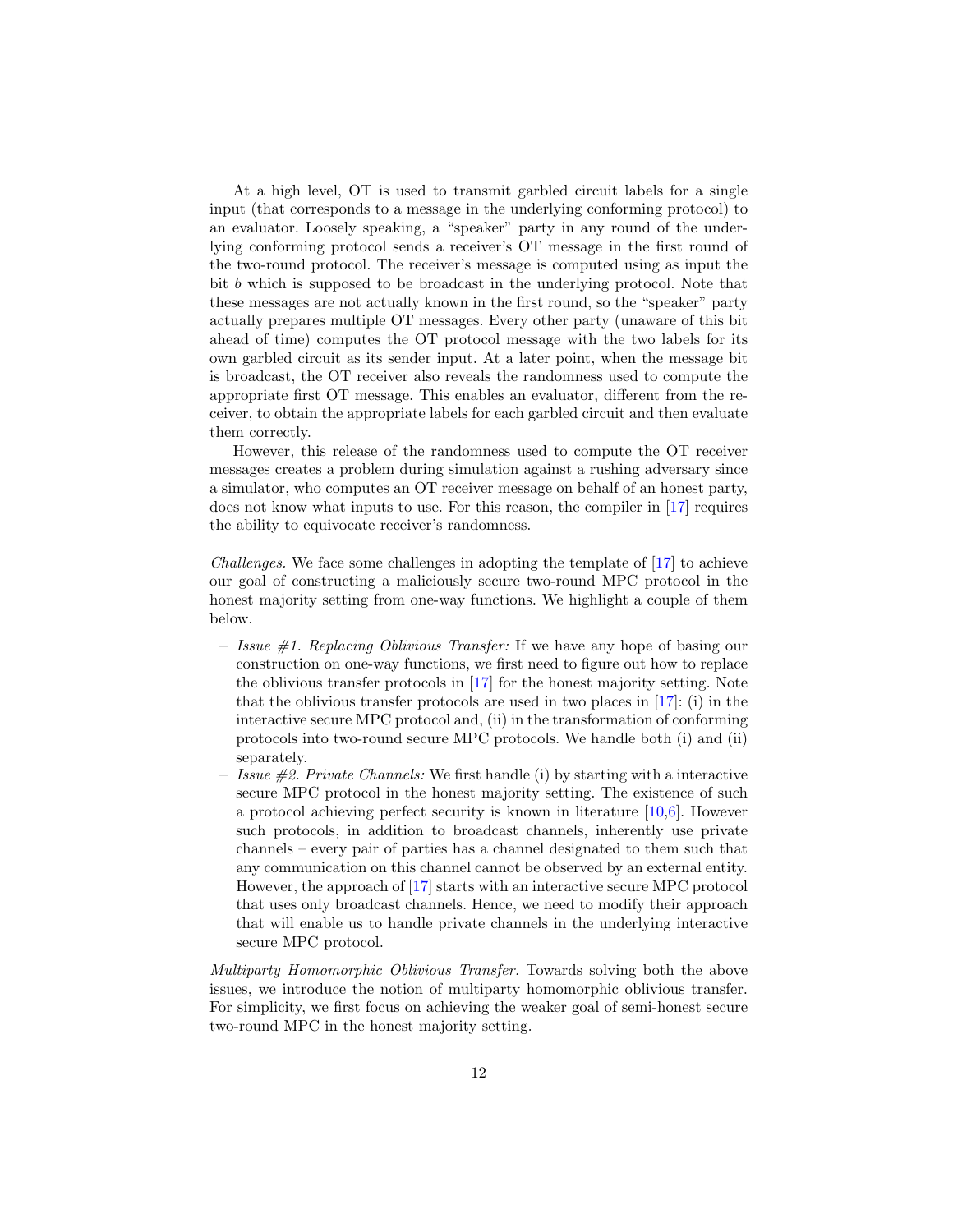At a high level, OT is used to transmit garbled circuit labels for a single input (that corresponds to a message in the underlying conforming protocol) to an evaluator. Loosely speaking, a "speaker" party in any round of the underlying conforming protocol sends a receiver's OT message in the first round of the two-round protocol. The receiver's message is computed using as input the bit $b$ which is supposed to be broadcast in the underlying protocol. Note that these messages are not actually known in the first round, so the "speaker" party actually prepares multiple OT messages. Every other party (unaware of this bit ahead of time) computes the OT protocol message with the two labels for its own garbled circuit as its sender input. At a later point, when the message bit is broadcast, the OT receiver also reveals the randomness used to compute the appropriate first OT message. This enables an evaluator, different from the receiver, to obtain the appropriate labels for each garbled circuit and then evaluate them correctly.

However, this release of the randomness used to compute the OT receiver messages creates a problem during simulation against a rushing adversary since a simulator, who computes an OT receiver message on behalf of an honest party, does not know what inputs to use. For this reason, the compiler in [17] requires the ability to equivocate receiver's randomness.

*Challenges.* We face some challenges in adopting the template of [17] to achieve our goal of constructing a maliciously secure two-round MPC protocol in the honest majority setting from one-way functions. We highlight a couple of them below.

- *Issue #1. Replacing Oblivious Transfer:* If we have any hope of basing our construction on one-way functions, we first need to figure out how to replace the oblivious transfer protocols in [17] for the honest majority setting. Note that the oblivious transfer protocols are used in two places in [17]: (i) in the interactive secure MPC protocol and, (ii) in the transformation of conforming protocols into two-round secure MPC protocols. We handle both (i) and (ii) separately.
- *Issue #2. Private Channels:* We first handle (i) by starting with a interactive secure MPC protocol in the honest majority setting. The existence of such a protocol achieving perfect security is known in literature [10,6]. However such protocols, in addition to broadcast channels, inherently use private channels – every pair of parties has a channel designated to them such that any communication on this channel cannot be observed by an external entity. However, the approach of [17] starts with an interactive secure MPC protocol that uses only broadcast channels. Hence, we need to modify their approach that will enable us to handle private channels in the underlying interactive secure MPC protocol.

*Multiparty Homomorphic Oblivious Transfer.* Towards solving both the above issues, we introduce the notion of multiparty homomorphic oblivious transfer. For simplicity, we first focus on achieving the weaker goal of semi-honest secure two-round MPC in the honest majority setting.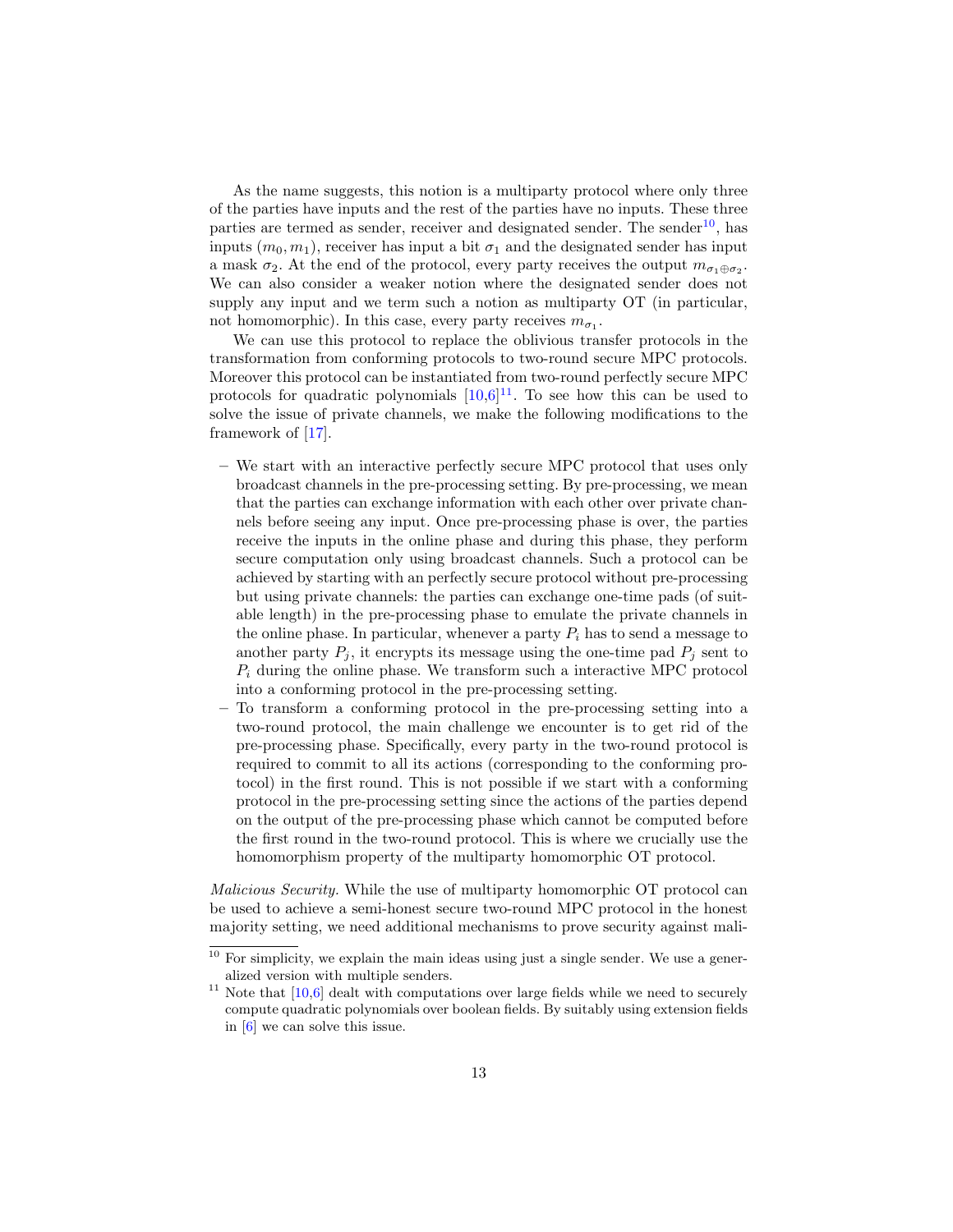As the name suggests, this notion is a multiparty protocol where only three of the parties have inputs and the rest of the parties have no inputs. These three parties are termed as sender, receiver and designated sender. The sender[10], has inputs $(m_0, m_1)$, receiver has input a bit $\sigma_1$ and the designated sender has input a mask $\sigma_2$. At the end of the protocol, every party receives the output $m_{\sigma_1 \oplus \sigma_2}$. We can also consider a weaker notion where the designated sender does not supply any input and we term such a notion as multiparty OT (in particular, not homomorphic). In this case, every party receives $m_{\sigma_1}$.

We can use this protocol to replace the oblivious transfer protocols in the transformation from conforming protocols to two-round secure MPC protocols. Moreover this protocol can be instantiated from two-round perfectly secure MPC protocols for quadratic polynomials [10,6][11]. To see how this can be used to solve the issue of private channels, we make the following modifications to the framework of [17].

- We start with an interactive perfectly secure MPC protocol that uses only broadcast channels in the pre-processing setting. By pre-processing, we mean that the parties can exchange information with each other over private channels before seeing any input. Once pre-processing phase is over, the parties receive the inputs in the online phase and during this phase, they perform secure computation only using broadcast channels. Such a protocol can be achieved by starting with an perfectly secure protocol without pre-processing but using private channels: the parties can exchange one-time pads (of suitable length) in the pre-processing phase to emulate the private channels in the online phase. In particular, whenever a party $P_i$ has to send a message to another party $P_j$, it encrypts its message using the one-time pad $P_j$ sent to $P_i$ during the online phase. We transform such a interactive MPC protocol into a conforming protocol in the pre-processing setting.
- To transform a conforming protocol in the pre-processing setting into a two-round protocol, the main challenge we encounter is to get rid of the pre-processing phase. Specifically, every party in the two-round protocol is required to commit to all its actions (corresponding to the conforming protocol) in the first round. This is not possible if we start with a conforming protocol in the pre-processing setting since the actions of the parties depend on the output of the pre-processing phase which cannot be computed before the first round in the two-round protocol. This is where we crucially use the homomorphism property of the multiparty homomorphic OT protocol.

*Malicious Security.* While the use of multiparty homomorphic OT protocol can be used to achieve a semi-honest secure two-round MPC protocol in the honest majority setting, we need additional mechanisms to prove security against mali-

[10] For simplicity, we explain the main ideas using just a single sender. We use a generalized version with multiple senders.

[11] Note that [10,6] dealt with computations over large fields while we need to securely compute quadratic polynomials over boolean fields. By suitably using extension fields in [6] we can solve this issue.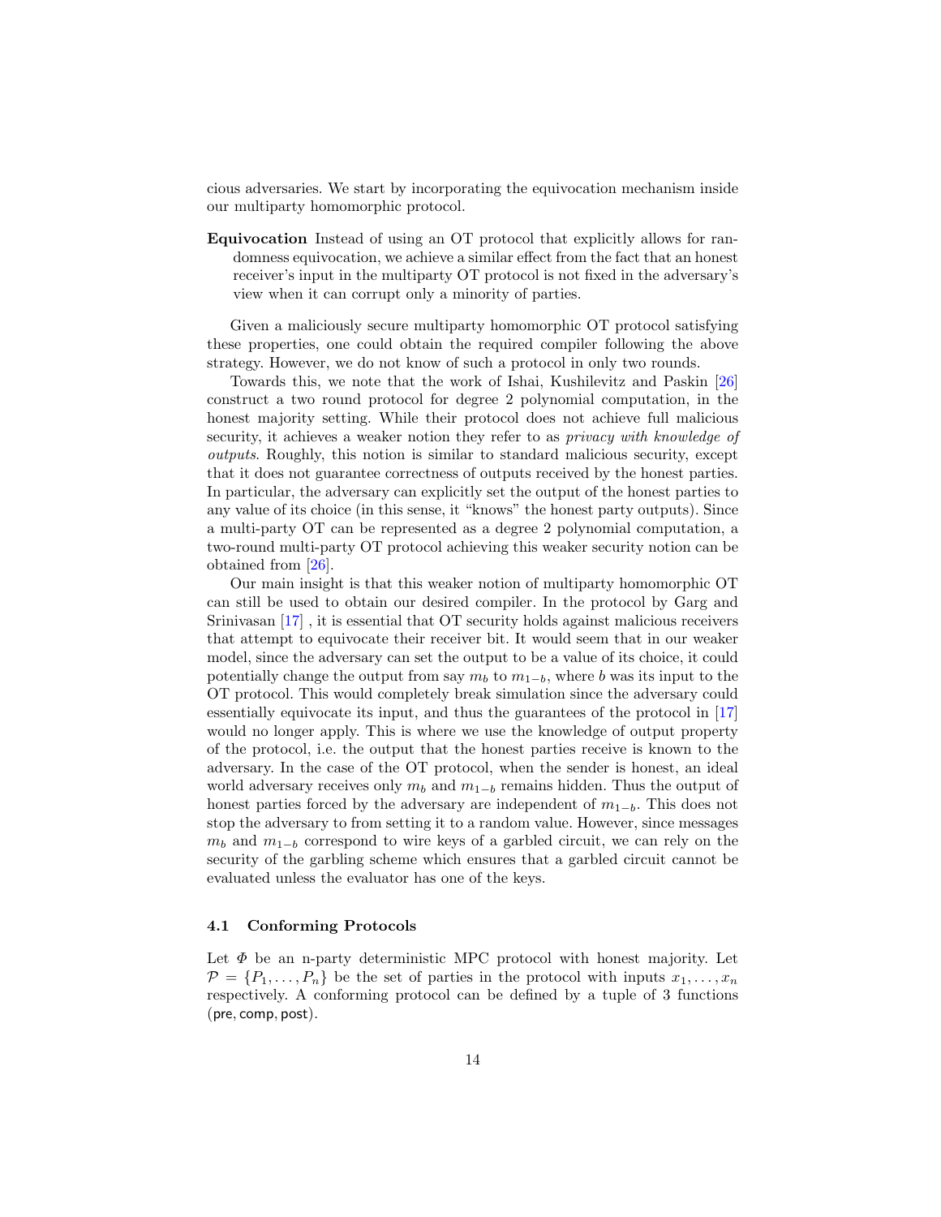cious adversaries. We start by incorporating the equivocation mechanism inside our multiparty homomorphic protocol.

**Equivocation** Instead of using an OT protocol that explicitly allows for randomness equivocation, we achieve a similar effect from the fact that an honest receiver's input in the multiparty OT protocol is not fixed in the adversary's view when it can corrupt only a minority of parties.

Given a maliciously secure multiparty homomorphic OT protocol satisfying these properties, one could obtain the required compiler following the above strategy. However, we do not know of such a protocol in only two rounds.

Towards this, we note that the work of Ishai, Kushilevitz and Paskin [26] construct a two round protocol for degree 2 polynomial computation, in the honest majority setting. While their protocol does not achieve full malicious security, it achieves a weaker notion they refer to as *privacy with knowledge of outputs*. Roughly, this notion is similar to standard malicious security, except that it does not guarantee correctness of outputs received by the honest parties. In particular, the adversary can explicitly set the output of the honest parties to any value of its choice (in this sense, it "knows" the honest party outputs). Since a multi-party OT can be represented as a degree 2 polynomial computation, a two-round multi-party OT protocol achieving this weaker security notion can be obtained from [26].

Our main insight is that this weaker notion of multiparty homomorphic OT can still be used to obtain our desired compiler. In the protocol by Garg and Srinivasan [17] , it is essential that OT security holds against malicious receivers that attempt to equivocate their receiver bit. It would seem that in our weaker model, since the adversary can set the output to be a value of its choice, it could potentially change the output from say $m_b$ to $m_{1-b}$, where $b$ was its input to the OT protocol. This would completely break simulation since the adversary could essentially equivocate its input, and thus the guarantees of the protocol in [17] would no longer apply. This is where we use the knowledge of output property of the protocol, i.e. the output that the honest parties receive is known to the adversary. In the case of the OT protocol, when the sender is honest, an ideal world adversary receives only $m_b$ and $m_{1-b}$ remains hidden. Thus the output of honest parties forced by the adversary are independent of $m_{1-b}$. This does not stop the adversary to from setting it to a random value. However, since messages $m_b$ and $m_{1-b}$ correspond to wire keys of a garbled circuit, we can rely on the security of the garbling scheme which ensures that a garbled circuit cannot be evaluated unless the evaluator has one of the keys.

### 4.1 Conforming Protocols

Let $\Phi$ be an n-party deterministic MPC protocol with honest majority. Let $\mathcal{P} = \{P_1, \ldots, P_n\}$ be the set of parties in the protocol with inputs $x_1, \ldots, x_n$ respectively. A conforming protocol can be defined by a tuple of 3 functions $(\mathsf{pre}, \mathsf{comp}, \mathsf{post})$.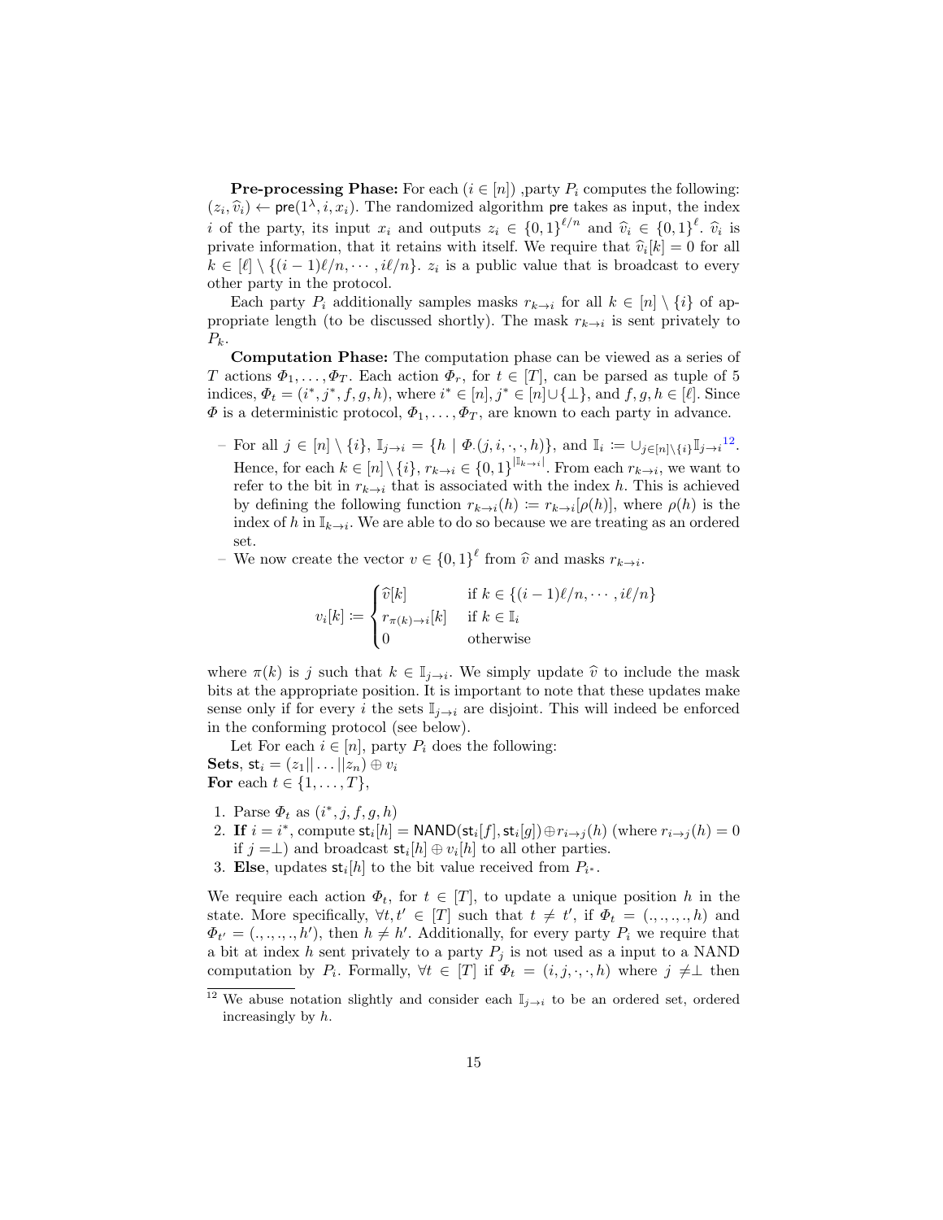**Pre-processing Phase:** For each $(i \in [n])$ ,party $P_i$ computes the following: $(z_i, \widehat{v}_i) \leftarrow \mathsf{pre}(1^\lambda, i, x_i)$. The randomized algorithm $\mathsf{pre}$ takes as input, the index $i$ of the party, its input $x_i$ and outputs $z_i \in \{0,1\}^{\ell/n}$ and $\widehat{v}_i \in \{0,1\}^\ell$. $\widehat{v}_i$ is private information, that it retains with itself. We require that $\widehat{v}_i[k] = 0$ for all $k \in [\ell] \setminus \{(i-1)\ell/n, \cdots, i\ell/n\}$. $z_i$ is a public value that is broadcast to every other party in the protocol.

Each party $P_i$ additionally samples masks $r_{k\to i}$ for all $k \in [n] \setminus \{i\}$ of appropriate length (to be discussed shortly). The mask $r_{k\to i}$ is sent privately to $P_k$.

**Computation Phase:** The computation phase can be viewed as a series of $T$ actions $\Phi_1, \ldots, \Phi_T$. Each action $\Phi_r$, for $t \in [T]$, can be parsed as tuple of 5 indices, $\Phi_t = (i^*, j^*, f, g, h)$, where $i^* \in [n], j^* \in [n] \cup \{\perp\}$, and $f, g, h \in [\ell]$. Since $\Phi$ is a deterministic protocol, $\Phi_1, \ldots, \Phi_T$, are known to each party in advance.

- For all $j \in [n] \setminus \{i\}$, $\mathbb{I}_{j\to i} = \{h \mid \Phi_\cdot(j, i, \cdot, \cdot, h)\}$, and $\mathbb{I}_i \coloneqq \cup_{j \in [n]\setminus\{i\}} \mathbb{I}_{j\to i}$[12]. Hence, for each $k \in [n] \setminus \{i\}$, $r_{k\to i} \in \{0,1\}^{|\mathbb{I}_{k\to i}|}$. From each $r_{k\to i}$, we want to refer to the bit in $r_{k\to i}$ that is associated with the index $h$. This is achieved by defining the following function $r_{k\to i}(h) \coloneqq r_{k\to i}[\rho(h)]$, where $\rho(h)$ is the index of $h$ in $\mathbb{I}_{k\to i}$. We are able to do so because we are treating as an ordered set.
- We now create the vector $v \in \{0,1\}^\ell$ from $\widehat{v}$ and masks $r_{k\to i}$.

$$v_i[k] \coloneqq \begin{cases} \widehat{v}[k] & \text{if } k \in \{(i-1)\ell/n, \cdots, i\ell/n\} \\ r_{\pi(k)\to i}[k] & \text{if } k \in \mathbb{I}_i \\ 0 & \text{otherwise} \end{cases}$$

where $\pi(k)$ is $j$ such that $k \in \mathbb{I}_{j\to i}$. We simply update $\widehat{v}$ to include the mask bits at the appropriate position. It is important to note that these updates make sense only if for every $i$ the sets $\mathbb{I}_{j\to i}$ are disjoint. This will indeed be enforced in the conforming protocol (see below).

Let For each $i \in [n]$, party $P_i$ does the following:
**Sets**, $\mathsf{st}_i = (z_1 \| \ldots \| z_n) \oplus v_i$
**For** each $t \in \{1, \ldots, T\}$,

1. Parse $\Phi_t$ as $(i^*, j, f, g, h)$
2. **If** $i = i^*$, compute $\mathsf{st}_i[h] = \mathsf{NAND}(\mathsf{st}_i[f], \mathsf{st}_i[g]) \oplus r_{i\to j}(h)$ (where $r_{i\to j}(h) = 0$ if $j = \perp$) and broadcast $\mathsf{st}_i[h] \oplus v_i[h]$ to all other parties.
3. **Else**, updates $\mathsf{st}_i[h]$ to the bit value received from $P_{i^*}$.

We require each action $\Phi_t$, for $t \in [T]$, to update a unique position $h$ in the state. More specifically, $\forall t, t' \in [T]$ such that $t \neq t'$, if $\Phi_t = (., ., ., ., h)$ and $\Phi_{t'} = (., ., ., ., h')$, then $h \neq h'$. Additionally, for every party $P_i$ we require that a bit at index $h$ sent privately to a party $P_j$ is not used as a input to a NAND computation by $P_i$. Formally, $\forall t \in [T]$ if $\Phi_t = (i, j, \cdot, \cdot, h)$ where $j \neq \perp$ then

[12] We abuse notation slightly and consider each $\mathbb{I}_{j\to i}$ to be an ordered set, ordered increasingly by $h$.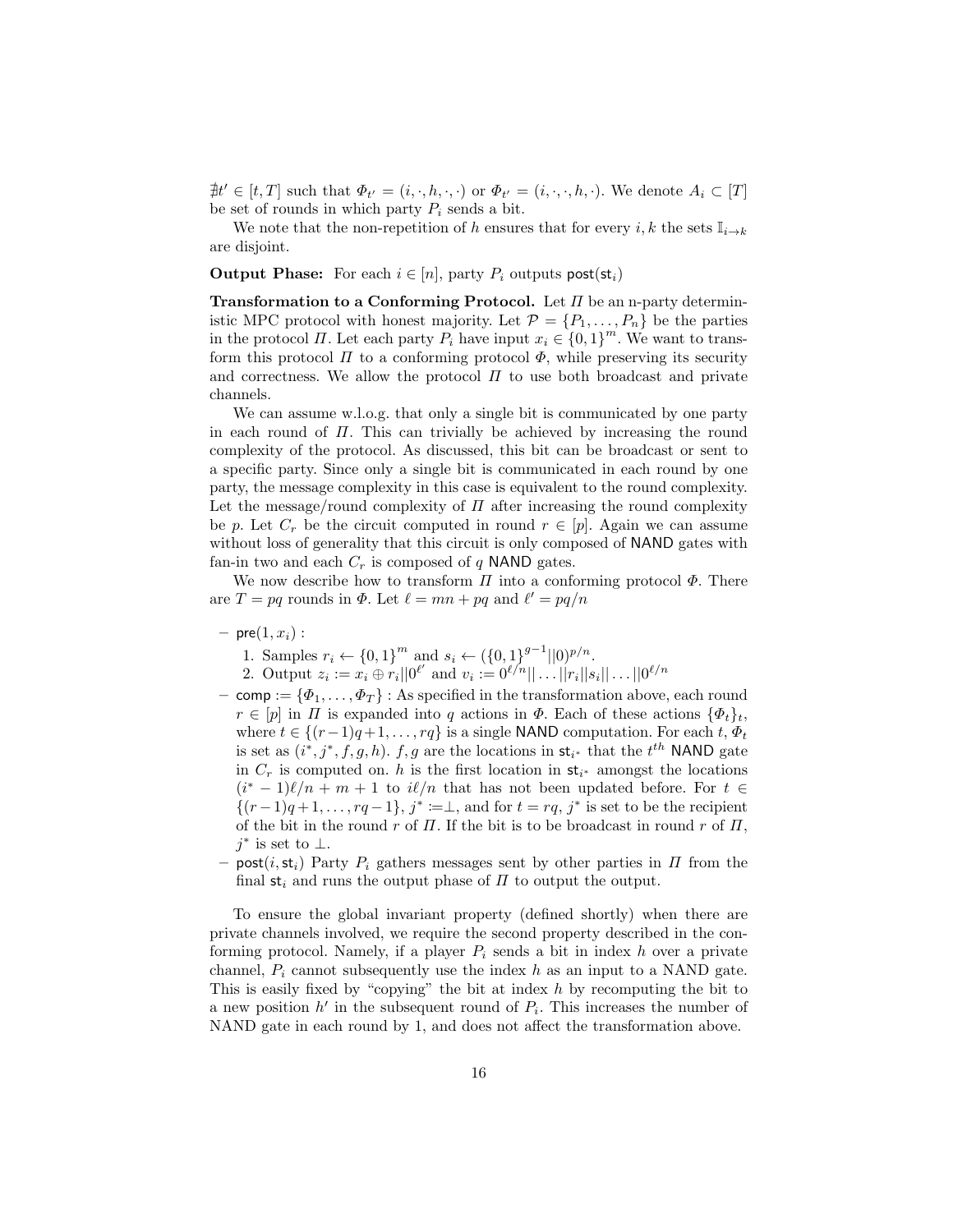$\nexists t' \in [t, T]$ such that $\Phi_{t'} = (i, \cdot, h, \cdot, \cdot)$ or $\Phi_{t'} = (i, \cdot, \cdot, h, \cdot)$. We denote $A_i \subset [T]$ be set of rounds in which party $P_i$ sends a bit.

We note that the non-repetition of $h$ ensures that for every $i, k$ the sets $\mathbb{I}_{i \to k}$ are disjoint.

**Output Phase:** For each $i \in [n]$, party $P_i$ outputs $\mathsf{post}(\mathsf{st}_i)$

**Transformation to a Conforming Protocol.** Let $\Pi$ be an n-party deterministic MPC protocol with honest majority. Let $\mathcal{P} = \{P_1, \dots, P_n\}$ be the parties in the protocol $\Pi$. Let each party $P_i$ have input $x_i \in \{0,1\}^m$. We want to transform this protocol $\Pi$ to a conforming protocol $\Phi$, while preserving its security and correctness. We allow the protocol $\Pi$ to use both broadcast and private channels.

We can assume w.l.o.g. that only a single bit is communicated by one party in each round of $\Pi$. This can trivially be achieved by increasing the round complexity of the protocol. As discussed, this bit can be broadcast or sent to a specific party. Since only a single bit is communicated in each round by one party, the message complexity in this case is equivalent to the round complexity. Let the message/round complexity of $\Pi$ after increasing the round complexity be $p$. Let $C_r$ be the circuit computed in round $r \in [p]$. Again we can assume without loss of generality that this circuit is only composed of NAND gates with fan-in two and each $C_r$ is composed of $q$ NAND gates.

We now describe how to transform $\Pi$ into a conforming protocol $\Phi$. There are $T = pq$ rounds in $\Phi$. Let $\ell = mn + pq$ and $\ell' = pq/n$

- $\mathsf{pre}(1, x_i)$ :
  1. Samples $r_i \leftarrow \{0,1\}^m$ and $s_i \leftarrow (\{0,1\}^{g-1} || 0)^{p/n}$.
  2. Output $z_i := x_i \oplus r_i || 0^{\ell'}$ and $v_i := 0^{\ell/n} || \dots || r_i || s_i || \dots || 0^{\ell/n}$
- $\mathsf{comp} := \{\Phi_1, \dots, \Phi_T\}$ : As specified in the transformation above, each round $r \in [p]$ in $\Pi$ is expanded into $q$ actions in $\Phi$. Each of these actions $\{\Phi_t\}_t$, where $t \in \{(r-1)q+1, \dots, rq\}$ is a single NAND computation. For each $t$, $\Phi_t$ is set as $(i^*, j^*, f, g, h)$. $f, g$ are the locations in $\mathsf{st}_{i^*}$ that the $t^{th}$ NAND gate in $C_r$ is computed on. $h$ is the first location in $\mathsf{st}_{i^*}$ amongst the locations $(i^* - 1)\ell/n + m + 1$ to $i\ell/n$ that has not been updated before. For $t \in \{(r-1)q+1, \dots, rq-1\}$, $j^* :=\perp$, and for $t = rq$, $j^*$ is set to be the recipient of the bit in the round $r$ of $\Pi$. If the bit is to be broadcast in round $r$ of $\Pi$, $j^*$ is set to $\perp$.
- $\mathsf{post}(i, \mathsf{st}_i)$ Party $P_i$ gathers messages sent by other parties in $\Pi$ from the final $\mathsf{st}_i$ and runs the output phase of $\Pi$ to output the output.

To ensure the global invariant property (defined shortly) when there are private channels involved, we require the second property described in the conforming protocol. Namely, if a player $P_i$ sends a bit in index $h$ over a private channel, $P_i$ cannot subsequently use the index $h$ as an input to a NAND gate. This is easily fixed by "copying" the bit at index $h$ by recomputing the bit to a new position $h'$ in the subsequent round of $P_i$. This increases the number of NAND gate in each round by 1, and does not affect the transformation above.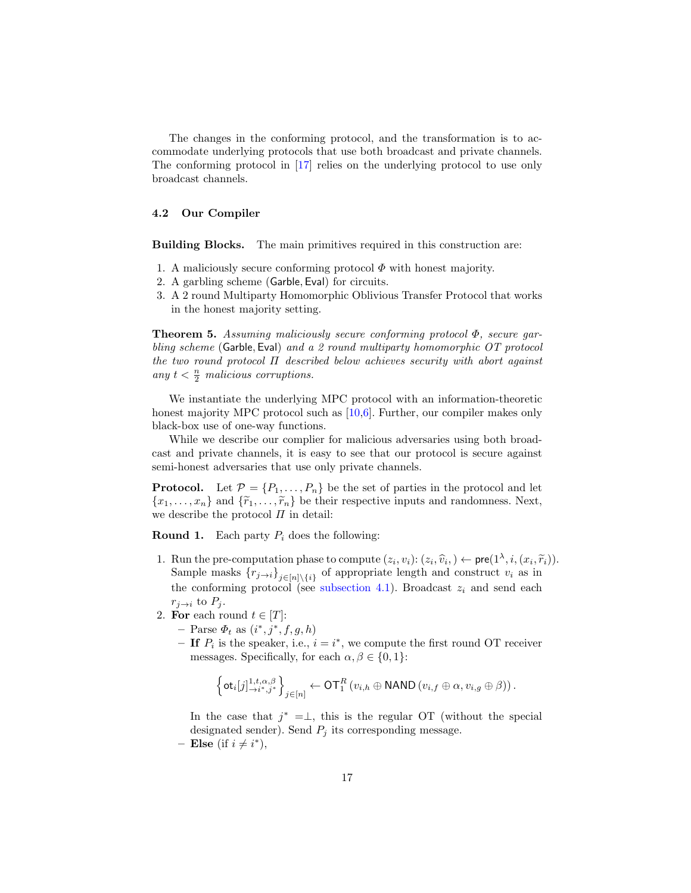The changes in the conforming protocol, and the transformation is to accommodate underlying protocols that use both broadcast and private channels. The conforming protocol in [17] relies on the underlying protocol to use only broadcast channels.

### 4.2 Our Compiler

**Building Blocks.** The main primitives required in this construction are:

1. A maliciously secure conforming protocol $\Phi$ with honest majority.
2. A garbling scheme $(\mathsf{Garble}, \mathsf{Eval})$ for circuits.
3. A 2 round Multiparty Homomorphic Oblivious Transfer Protocol that works in the honest majority setting.

**Theorem 5.** *Assuming maliciously secure conforming protocol $\Phi$, secure garbling scheme $(\mathsf{Garble}, \mathsf{Eval})$ and a 2 round multiparty homomorphic OT protocol the two round protocol $\Pi$ described below achieves security with abort against any $t < \frac{n}{2}$ malicious corruptions.*

We instantiate the underlying MPC protocol with an information-theoretic honest majority MPC protocol such as [10,6]. Further, our compiler makes only black-box use of one-way functions.

While we describe our complier for malicious adversaries using both broadcast and private channels, it is easy to see that our protocol is secure against semi-honest adversaries that use only private channels.

**Protocol.** Let $\mathcal{P} = \{P_1, \ldots, P_n\}$ be the set of parties in the protocol and let $\{x_1, \ldots, x_n\}$ and $\{\widetilde{r}_1, \ldots, \widetilde{r}_n\}$ be their respective inputs and randomness. Next, we describe the protocol $\Pi$ in detail:

**Round 1.** Each party $P_i$ does the following:

1. Run the pre-computation phase to compute $(z_i, v_i)$: $(z_i, \widehat{v}_i, ) \leftarrow \mathsf{pre}(1^\lambda, i, (x_i, \widetilde{r}_i))$. Sample masks $\{r_{j\to i}\}_{j\in[n]\setminus\{i\}}$ of appropriate length and construct $v_i$ as in the conforming protocol (see subsection 4.1). Broadcast $z_i$ and send each $r_{j\to i}$ to $P_j$.
2. **For** each round $t \in [T]$:
   - Parse $\Phi_t$ as $(i^*, j^*, f, g, h)$
   - **If** $P_i$ is the speaker, i.e., $i = i^*$, we compute the first round OT receiver messages. Specifically, for each $\alpha, \beta \in \{0, 1\}$:

   $$\left\{\mathsf{ot}_i[j]^{1,t,\alpha,\beta}_{\to i^*,j^*}\right\}_{j\in[n]} \leftarrow \mathsf{OT}^R_1\left(v_{i,h} \oplus \mathsf{NAND}\left(v_{i,f} \oplus \alpha, v_{i,g} \oplus \beta\right)\right).$$

   In the case that $j^* =\perp$, this is the regular OT (without the special designated sender). Send $P_j$ its corresponding message.
   - **Else** (if $i \neq i^*$),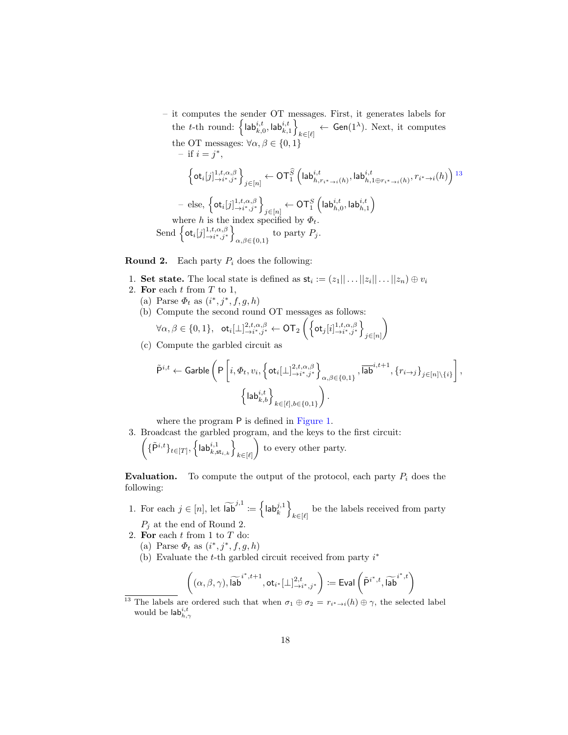– it computes the sender OT messages. First, it generates labels for the $t$-th round: $\left\{\mathsf{lab}^{i,t}_{k,0}, \mathsf{lab}^{i,t}_{k,1}\right\}_{k\in[\ell]} \leftarrow \mathsf{Gen}(1^\lambda)$. Next, it computes the OT messages: $\forall \alpha, \beta \in \{0,1\}$

  – if $i = j^*$,

$$\left\{\mathsf{ot}_i[j]^{1,t,\alpha,\beta}_{\to i^*,j^*}\right\}_{j\in[n]} \leftarrow \mathsf{OT}_1^{\widehat{S}}\left(\mathsf{lab}^{i,t}_{h,r_{i^*\to i}(h)}, \mathsf{lab}^{i,t}_{h,1\oplus r_{i^*\to i}(h)}, r_{i^*\to i}(h)\right)$$ [13]

  – else, $\left\{\mathsf{ot}_i[j]^{1,t,\alpha,\beta}_{\to i^*,j^*}\right\}_{j\in[n]} \leftarrow \mathsf{OT}_1^{S}\left(\mathsf{lab}^{i,t}_{h,0}, \mathsf{lab}^{i,t}_{h,1}\right)$

  where $h$ is the index specified by $\Phi_t$.

Send $\left\{\mathsf{ot}_i[j]^{1,t,\alpha,\beta}_{\to i^*,j^*}\right\}_{\alpha,\beta\in\{0,1\}}$ to party $P_j$.

**Round 2.** Each party $P_i$ does the following:

1. **Set state.** The local state is defined as $\mathsf{st}_i := (z_1||\ldots||z_i||\ldots||z_n) \oplus v_i$
2. **For** each $t$ from $T$ to 1,
   (a) Parse $\Phi_t$ as $(i^*, j^*, f, g, h)$
   (b) Compute the second round OT messages as follows:
   $\forall \alpha, \beta \in \{0,1\}, \quad \mathsf{ot}_i[\bot]^{2,t,\alpha,\beta}_{\to i^*,j^*} \leftarrow \mathsf{OT}_2\left(\left\{\mathsf{ot}_j[i]^{1,t,\alpha,\beta}_{\to i^*,j^*}\right\}_{j\in[n]}\right)$
   (c) Compute the garbled circuit as

$$\tilde{\mathsf{P}}^{i,t} \leftarrow \mathsf{Garble}\left(\mathsf{P}\left[i, \Phi_t, v_i, \left\{\mathsf{ot}_i[\bot]^{2,t,\alpha,\beta}_{\to i^*,j^*}\right\}_{\alpha,\beta\in\{0,1\}}, \overline{\mathsf{lab}}^{i,t+1}, \{r_{i\to j}\}_{j\in[n]\setminus\{i\}}\right], \left\{\mathsf{lab}^{i,t}_{k,b}\right\}_{k\in[\ell],b\in\{0,1\}}\right).$$

   where the program $\mathsf{P}$ is defined in Figure 1.
3. Broadcast the garbled program, and the keys to the first circuit: $\left(\{\tilde{\mathsf{P}}^{i,t}\}_{t\in[T]}, \left\{\mathsf{lab}^{i,1}_{k,\mathsf{st}_{i,k}}\right\}_{k\in[\ell]}\right)$ to every other party.

**Evaluation.** To compute the output of the protocol, each party $P_i$ does the following:

1. For each $j \in [n]$, let $\widetilde{\mathsf{lab}}^{j,1} := \left\{\mathsf{lab}^{j,1}_k\right\}_{k\in[\ell]}$ be the labels received from party $P_j$ at the end of Round 2.
2. **For** each $t$ from 1 to $T$ do:
   (a) Parse $\Phi_t$ as $(i^*, j^*, f, g, h)$
   (b) Evaluate the $t$-th garbled circuit received from party $i^*$

$$\left((\alpha, \beta, \gamma), \widetilde{\mathsf{lab}}^{i^*,t+1}, \mathsf{ot}_{i^*}[\bot]^{2,t}_{\to i^*,j^*}\right) := \mathsf{Eval}\left(\tilde{\mathsf{P}}^{i^*,t}, \widetilde{\mathsf{lab}}^{i^*,t}\right)$$

---

[13] The labels are ordered such that when $\sigma_1 \oplus \sigma_2 = r_{i^*\to i}(h) \oplus \gamma$, the selected label would be $\mathsf{lab}^{i,t}_{h,\gamma}$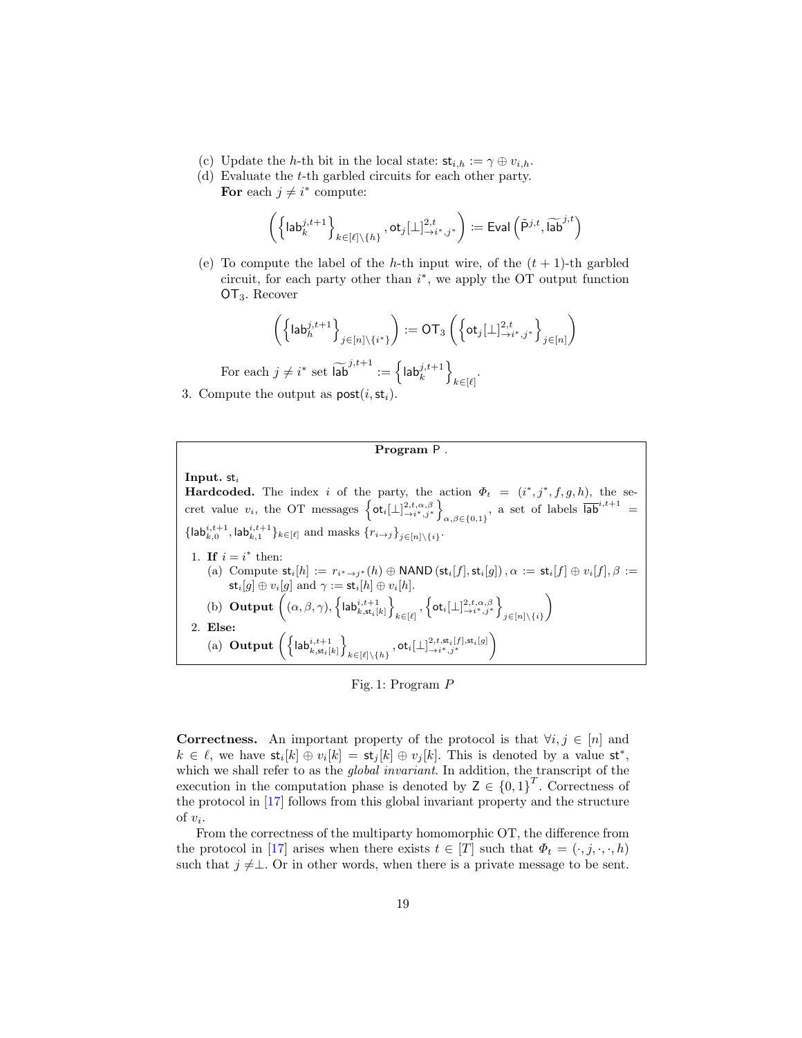(c) Update the $h$-th bit in the local state: $\mathsf{st}_{i,h} := \gamma \oplus v_{i,h}$.

(d) Evaluate the $t$-th garbled circuits for each other party.
**For** each $j \neq i^*$ compute:

$$\left(\left\{\mathsf{lab}_k^{j,t+1}\right\}_{k\in[\ell]\setminus\{h\}}, \mathsf{ot}_j[\bot]^{2,t}_{\to i^*,j^*}\right) := \mathsf{Eval}\left(\tilde{\mathsf{P}}^{j,t}, \widetilde{\mathsf{lab}}^{j,t}\right)$$

(e) To compute the label of the $h$-th input wire, of the $(t+1)$-th garbled circuit, for each party other than $i^*$, we apply the OT output function $\mathsf{OT}_3$. Recover

$$\left(\left\{\mathsf{lab}_h^{j,t+1}\right\}_{j\in[n]\setminus\{i^*\}}\right) := \mathsf{OT}_3\left(\left\{\mathsf{ot}_j[\bot]^{2,t}_{\to i^*,j^*}\right\}_{j\in[n]}\right)$$

For each $j \neq i^*$ set $\widetilde{\mathsf{lab}}^{j,t+1} := \left\{\mathsf{lab}_k^{j,t+1}\right\}_{k\in[\ell]}$.

3. Compute the output as $\mathsf{post}(i, \mathsf{st}_i)$.

---

**Program** $\mathsf{P}$ .

**Input.** $\mathsf{st}_i$

**Hardcoded.** The index $i$ of the party, the action $\Phi_t = (i^*, j^*, f, g, h)$, the secret value $v_i$, the OT messages $\left\{\mathsf{ot}_i[\bot]^{2,t,\alpha,\beta}_{\to i^*,j^*}\right\}_{\alpha,\beta\in\{0,1\}}$, a set of labels $\overline{\mathsf{lab}}^{i,t+1} = \{\mathsf{lab}_{k,0}^{i,t+1}, \mathsf{lab}_{k,1}^{i,t+1}\}_{k\in[\ell]}$ and masks $\{r_{i\to j}\}_{j\in[n]\setminus\{i\}}$.

1. **If** $i = i^*$ then:
   (a) Compute $\mathsf{st}_i[h] := r_{i^*\to j^*}(h) \oplus \mathsf{NAND}\left(\mathsf{st}_i[f], \mathsf{st}_i[g]\right), \alpha := \mathsf{st}_i[f] \oplus v_i[f], \beta := \mathsf{st}_i[g] \oplus v_i[g]$ and $\gamma := \mathsf{st}_i[h] \oplus v_i[h]$.
   (b) **Output** $\left((\alpha,\beta,\gamma), \left\{\mathsf{lab}_{k,\mathsf{st}_i[k]}^{i,t+1}\right\}_{k\in[\ell]}, \left\{\mathsf{ot}_i[\bot]^{2,t,\alpha,\beta}_{\to i^*,j^*}\right\}_{j\in[n]\setminus\{i\}}\right)$
2. **Else:**
   (a) **Output** $\left(\left\{\mathsf{lab}_{k,\mathsf{st}_i[k]}^{i,t+1}\right\}_{k\in[\ell]\setminus\{h\}}, \mathsf{ot}_i[\bot]^{2,t,\mathsf{st}_i[f],\mathsf{st}_i[g]}_{\to i^*,j^*}\right)$

Fig. 1: Program $P$

---

**Correctness.** An important property of the protocol is that $\forall i, j \in [n]$ and $k \in \ell$, we have $\mathsf{st}_i[k] \oplus v_i[k] = \mathsf{st}_j[k] \oplus v_j[k]$. This is denoted by a value $\mathsf{st}^*$, which we shall refer to as the *global invariant*. In addition, the transcript of the execution in the computation phase is denoted by $\mathsf{Z} \in \{0,1\}^T$. Correctness of the protocol in [17] follows from this global invariant property and the structure of $v_i$.

From the correctness of the multiparty homomorphic OT, the difference from the protocol in [17] arises when there exists $t \in [T]$ such that $\Phi_t = (\cdot, j, \cdot, \cdot, h)$ such that $j \neq \bot$. Or in other words, when there is a private message to be sent.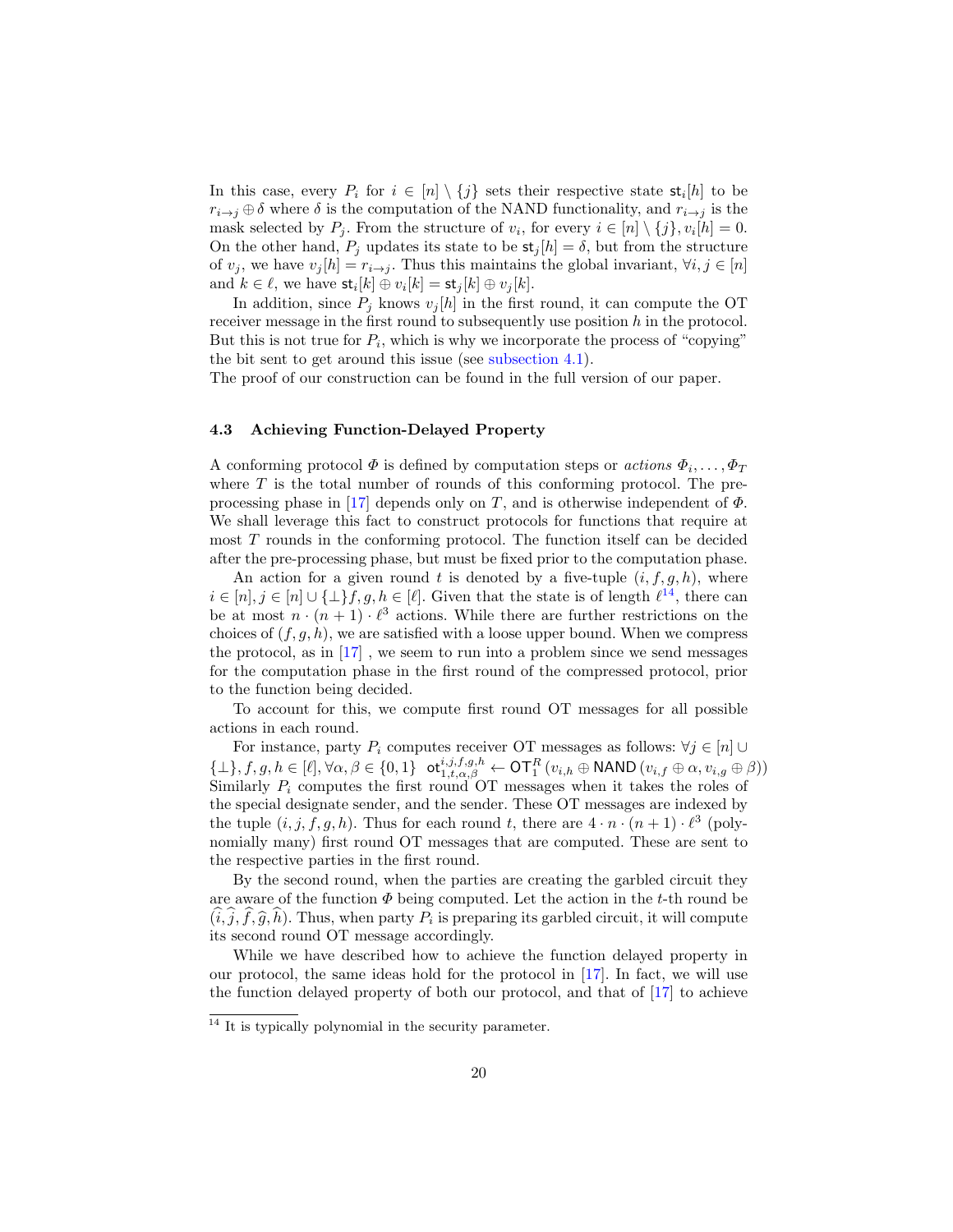In this case, every $P_i$ for $i \in [n] \setminus \{j\}$ sets their respective state $\mathsf{st}_i[h]$ to be $r_{i \to j} \oplus \delta$ where $\delta$ is the computation of the NAND functionality, and $r_{i \to j}$ is the mask selected by $P_j$. From the structure of $v_i$, for every $i \in [n] \setminus \{j\}, v_i[h] = 0$. On the other hand, $P_j$ updates its state to be $\mathsf{st}_j[h] = \delta$, but from the structure of $v_j$, we have $v_j[h] = r_{i \to j}$. Thus this maintains the global invariant, $\forall i, j \in [n]$ and $k \in \ell$, we have $\mathsf{st}_i[k] \oplus v_i[k] = \mathsf{st}_j[k] \oplus v_j[k]$.

In addition, since $P_j$ knows $v_j[h]$ in the first round, it can compute the OT receiver message in the first round to subsequently use position $h$ in the protocol. But this is not true for $P_i$, which is why we incorporate the process of "copying" the bit sent to get around this issue (see subsection 4.1).

The proof of our construction can be found in the full version of our paper.

### 4.3 Achieving Function-Delayed Property

A conforming protocol $\Phi$ is defined by computation steps or *actions* $\Phi_i, \dots, \Phi_T$ where $T$ is the total number of rounds of this conforming protocol. The pre-processing phase in [17] depends only on $T$, and is otherwise independent of $\Phi$. We shall leverage this fact to construct protocols for functions that require at most $T$ rounds in the conforming protocol. The function itself can be decided after the pre-processing phase, but must be fixed prior to the computation phase.

An action for a given round $t$ is denoted by a five-tuple $(i, f, g, h)$, where $i \in [n], j \in [n] \cup \{\bot\} f, g, h \in [\ell]$. Given that the state is of length $\ell$[14], there can be at most $n \cdot (n+1) \cdot \ell^3$ actions. While there are further restrictions on the choices of $(f, g, h)$, we are satisfied with a loose upper bound. When we compress the protocol, as in [17] , we seem to run into a problem since we send messages for the computation phase in the first round of the compressed protocol, prior to the function being decided.

To account for this, we compute first round OT messages for all possible actions in each round.

For instance, party $P_i$ computes receiver OT messages as follows: $\forall j \in [n] \cup \{\bot\}, f, g, h \in [\ell], \forall \alpha, \beta \in \{0, 1\}$ $\mathsf{ot}^{i,j,f,g,h}_{1,t,\alpha,\beta} \leftarrow \mathsf{OT}^R_1 (v_{i,h} \oplus \mathsf{NAND}(v_{i,f} \oplus \alpha, v_{i,g} \oplus \beta))$ Similarly $P_i$ computes the first round OT messages when it takes the roles of the special designate sender, and the sender. These OT messages are indexed by the tuple $(i, j, f, g, h)$. Thus for each round $t$, there are $4 \cdot n \cdot (n+1) \cdot \ell^3$ (polynomially many) first round OT messages that are computed. These are sent to the respective parties in the first round.

By the second round, when the parties are creating the garbled circuit they are aware of the function $\Phi$ being computed. Let the action in the $t$-th round be $(\widehat{i}, \widehat{j}, \widehat{f}, \widehat{g}, \widehat{h})$. Thus, when party $P_i$ is preparing its garbled circuit, it will compute its second round OT message accordingly.

While we have described how to achieve the function delayed property in our protocol, the same ideas hold for the protocol in [17]. In fact, we will use the function delayed property of both our protocol, and that of [17] to achieve

[14] It is typically polynomial in the security parameter.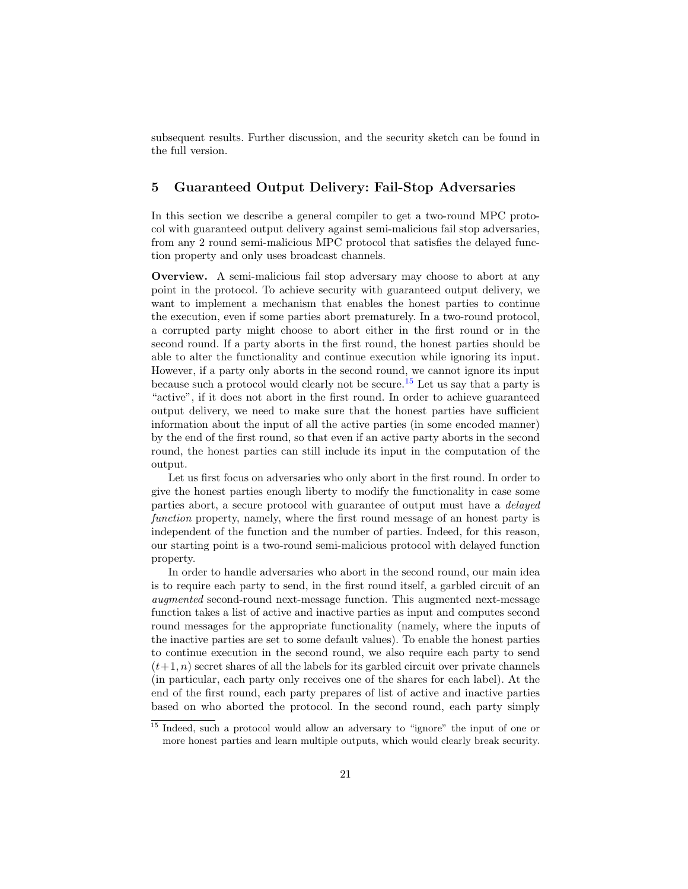subsequent results. Further discussion, and the security sketch can be found in the full version.

## 5 Guaranteed Output Delivery: Fail-Stop Adversaries

In this section we describe a general compiler to get a two-round MPC protocol with guaranteed output delivery against semi-malicious fail stop adversaries, from any 2 round semi-malicious MPC protocol that satisfies the delayed function property and only uses broadcast channels.

**Overview.** A semi-malicious fail stop adversary may choose to abort at any point in the protocol. To achieve security with guaranteed output delivery, we want to implement a mechanism that enables the honest parties to continue the execution, even if some parties abort prematurely. In a two-round protocol, a corrupted party might choose to abort either in the first round or in the second round. If a party aborts in the first round, the honest parties should be able to alter the functionality and continue execution while ignoring its input. However, if a party only aborts in the second round, we cannot ignore its input because such a protocol would clearly not be secure.[15] Let us say that a party is "active", if it does not abort in the first round. In order to achieve guaranteed output delivery, we need to make sure that the honest parties have sufficient information about the input of all the active parties (in some encoded manner) by the end of the first round, so that even if an active party aborts in the second round, the honest parties can still include its input in the computation of the output.

Let us first focus on adversaries who only abort in the first round. In order to give the honest parties enough liberty to modify the functionality in case some parties abort, a secure protocol with guarantee of output must have a *delayed function* property, namely, where the first round message of an honest party is independent of the function and the number of parties. Indeed, for this reason, our starting point is a two-round semi-malicious protocol with delayed function property.

In order to handle adversaries who abort in the second round, our main idea is to require each party to send, in the first round itself, a garbled circuit of an *augmented* second-round next-message function. This augmented next-message function takes a list of active and inactive parties as input and computes second round messages for the appropriate functionality (namely, where the inputs of the inactive parties are set to some default values). To enable the honest parties to continue execution in the second round, we also require each party to send $(t+1, n)$ secret shares of all the labels for its garbled circuit over private channels (in particular, each party only receives one of the shares for each label). At the end of the first round, each party prepares of list of active and inactive parties based on who aborted the protocol. In the second round, each party simply

[15] Indeed, such a protocol would allow an adversary to "ignore" the input of one or more honest parties and learn multiple outputs, which would clearly break security.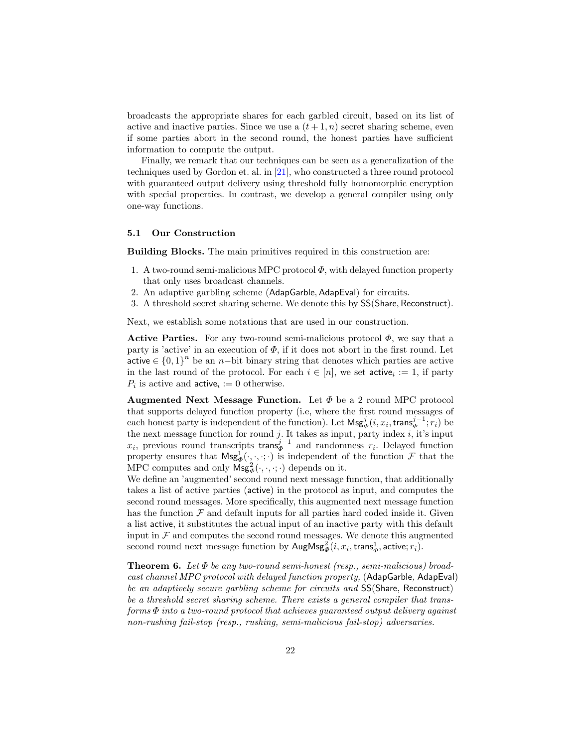broadcasts the appropriate shares for each garbled circuit, based on its list of active and inactive parties. Since we use a $(t+1, n)$ secret sharing scheme, even if some parties abort in the second round, the honest parties have sufficient information to compute the output.

Finally, we remark that our techniques can be seen as a generalization of the techniques used by Gordon et. al. in [21], who constructed a three round protocol with guaranteed output delivery using threshold fully homomorphic encryption with special properties. In contrast, we develop a general compiler using only one-way functions.

### 5.1 Our Construction

**Building Blocks.** The main primitives required in this construction are:

1. A two-round semi-malicious MPC protocol $\Phi$, with delayed function property that only uses broadcast channels.
2. An adaptive garbling scheme $(\mathsf{AdapGarble}, \mathsf{AdapEval})$ for circuits.
3. A threshold secret sharing scheme. We denote this by $\mathsf{SS}(\mathsf{Share}, \mathsf{Reconstruct})$.

Next, we establish some notations that are used in our construction.

**Active Parties.** For any two-round semi-malicious protocol $\Phi$, we say that a party is 'active' in an execution of $\Phi$, if it does not abort in the first round. Let $\mathsf{active} \in \{0,1\}^n$ be an $n-$bit binary string that denotes which parties are active in the last round of the protocol. For each $i \in [n]$, we set $\mathsf{active}_i := 1$, if party $P_i$ is active and $\mathsf{active}_i := 0$ otherwise.

**Augmented Next Message Function.** Let $\Phi$ be a 2 round MPC protocol that supports delayed function property (i.e, where the first round messages of each honest party is independent of the function). Let $\mathsf{Msg}^j_\Phi(i, x_i, \mathsf{trans}^{j-1}_\Phi; r_i)$ be the next message function for round $j$. It takes as input, party index $i$, it's input $x_i$, previous round transcripts $\mathsf{trans}^{j-1}_\Phi$ and randomness $r_i$. Delayed function property ensures that $\mathsf{Msg}^1_\Phi(\cdot,\cdot,\cdot;\cdot)$ is independent of the function $\mathcal{F}$ that the MPC computes and only $\mathsf{Msg}^2_\Phi(\cdot,\cdot,\cdot;\cdot)$ depends on it.
We define an 'augmented' second round next message function, that additionally takes a list of active parties ($\mathsf{active}$) in the protocol as input, and computes the second round messages. More specifically, this augmented next message function has the function $\mathcal{F}$ and default inputs for all parties hard coded inside it. Given a list $\mathsf{active}$, it substitutes the actual input of an inactive party with this default input in $\mathcal{F}$ and computes the second round messages. We denote this augmented second round next message function by $\mathsf{AugMsg}^2_\Phi(i, x_i, \mathsf{trans}^1_\Phi, \mathsf{active}; r_i)$.

**Theorem 6.** *Let $\Phi$ be any two-round semi-honest (resp., semi-malicious) broadcast channel MPC protocol with delayed function property,* $(\mathsf{AdapGarble}, \mathsf{AdapEval})$ *be an adaptively secure garbling scheme for circuits and* $\mathsf{SS}(\mathsf{Share}, \mathsf{Reconstruct})$ *be a threshold secret sharing scheme. There exists a general compiler that transforms $\Phi$ into a two-round protocol that achieves guaranteed output delivery against non-rushing fail-stop (resp., rushing, semi-malicious fail-stop) adversaries.*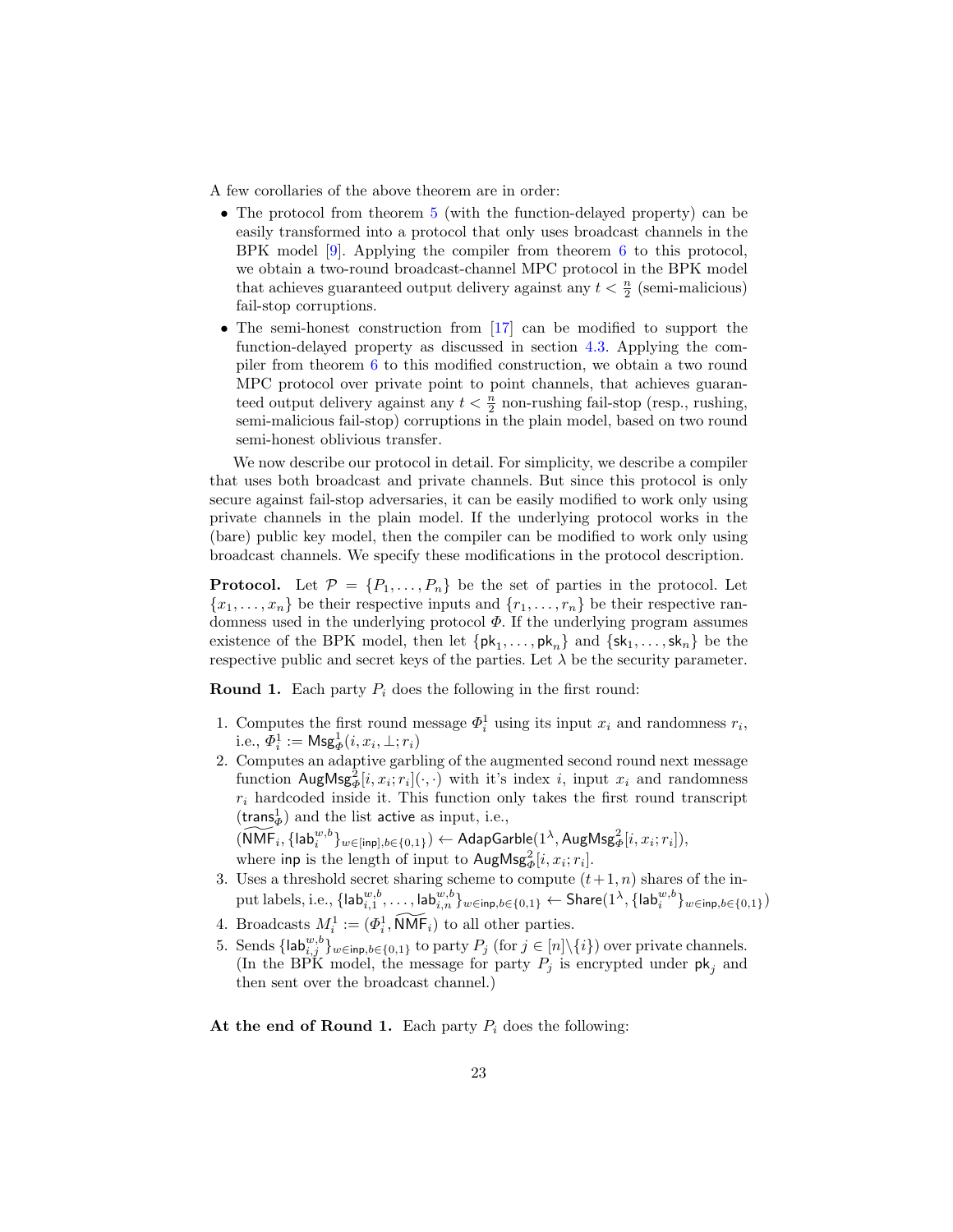A few corollaries of the above theorem are in order:

- The protocol from theorem 5 (with the function-delayed property) can be easily transformed into a protocol that only uses broadcast channels in the BPK model [9]. Applying the compiler from theorem 6 to this protocol, we obtain a two-round broadcast-channel MPC protocol in the BPK model that achieves guaranteed output delivery against any $t < \frac{n}{2}$ (semi-malicious) fail-stop corruptions.
- The semi-honest construction from [17] can be modified to support the function-delayed property as discussed in section 4.3. Applying the compiler from theorem 6 to this modified construction, we obtain a two round MPC protocol over private point to point channels, that achieves guaranteed output delivery against any $t < \frac{n}{2}$ non-rushing fail-stop (resp., rushing, semi-malicious fail-stop) corruptions in the plain model, based on two round semi-honest oblivious transfer.

We now describe our protocol in detail. For simplicity, we describe a compiler that uses both broadcast and private channels. But since this protocol is only secure against fail-stop adversaries, it can be easily modified to work only using private channels in the plain model. If the underlying protocol works in the (bare) public key model, then the compiler can be modified to work only using broadcast channels. We specify these modifications in the protocol description.

**Protocol.** Let $\mathcal{P} = \{P_1, \ldots, P_n\}$ be the set of parties in the protocol. Let $\{x_1, \ldots, x_n\}$ be their respective inputs and $\{r_1, \ldots, r_n\}$ be their respective randomness used in the underlying protocol $\Phi$. If the underlying program assumes existence of the BPK model, then let $\{\mathsf{pk}_1, \ldots, \mathsf{pk}_n\}$ and $\{\mathsf{sk}_1, \ldots, \mathsf{sk}_n\}$ be the respective public and secret keys of the parties. Let $\lambda$ be the security parameter.

**Round 1.** Each party $P_i$ does the following in the first round:

1. Computes the first round message $\Phi_i^1$ using its input $x_i$ and randomness $r_i$, i.e., $\Phi_i^1 := \mathsf{Msg}_\Phi^1(i, x_i, \perp; r_i)$
2. Computes an adaptive garbling of the augmented second round next message function $\mathsf{AugMsg}_\Phi^2[i, x_i; r_i](\cdot, \cdot)$ with it's index $i$, input $x_i$ and randomness $r_i$ hardcoded inside it. This function only takes the first round transcript ($\mathsf{trans}_\Phi^1$) and the list $\mathsf{active}$ as input, i.e., $(\widetilde{\mathsf{NMF}}_i, \{\mathsf{lab}_i^{w,b}\}_{w \in [\mathsf{inp}], b \in \{0,1\}}) \leftarrow \mathsf{AdapGarble}(1^\lambda, \mathsf{AugMsg}_\Phi^2[i, x_i; r_i])$, where $\mathsf{inp}$ is the length of input to $\mathsf{AugMsg}_\Phi^2[i, x_i; r_i]$.
3. Uses a threshold secret sharing scheme to compute $(t+1, n)$ shares of the input labels, i.e., $\{\mathsf{lab}_{i,1}^{w,b}, \ldots, \mathsf{lab}_{i,n}^{w,b}\}_{w \in \mathsf{inp}, b \in \{0,1\}} \leftarrow \mathsf{Share}(1^\lambda, \{\mathsf{lab}_i^{w,b}\}_{w \in \mathsf{inp}, b \in \{0,1\}})$
4. Broadcasts $M_i^1 := (\Phi_i^1, \widetilde{\mathsf{NMF}}_i)$ to all other parties.
5. Sends $\{\mathsf{lab}_{i,j}^{w,b}\}_{w \in \mathsf{inp}, b \in \{0,1\}}$ to party $P_j$ (for $j \in [n] \backslash \{i\}$) over private channels. (In the BPK model, the message for party $P_j$ is encrypted under $\mathsf{pk}_j$ and then sent over the broadcast channel.)

**At the end of Round 1.** Each party $P_i$ does the following: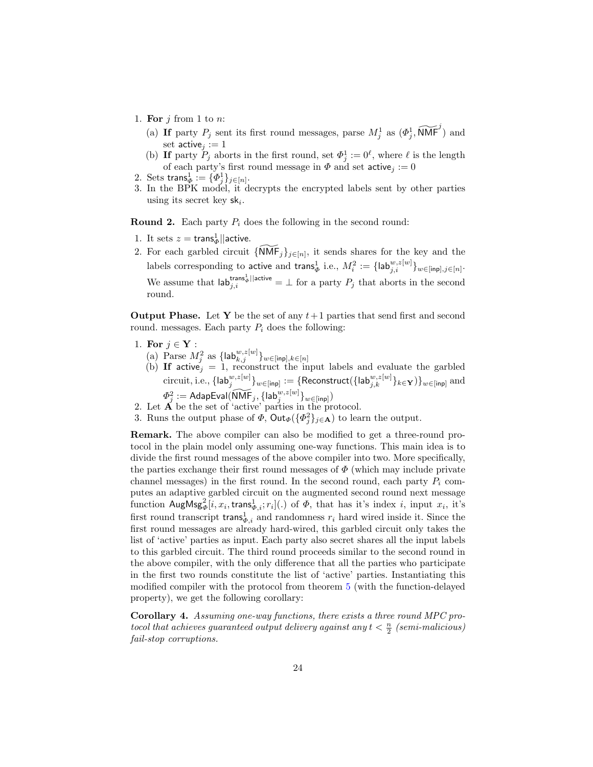1. **For** $j$ from 1 to $n$:
   (a) **If** party $P_j$ sent its first round messages, parse $M_j^1$ as $(\Phi_j^1, \widetilde{\mathsf{NMF}}^j)$ and set $\mathsf{active}_j := 1$
   (b) **If** party $P_j$ aborts in the first round, set $\Phi_j^1 := 0^\ell$, where $\ell$ is the length of each party's first round message in $\Phi$ and set $\mathsf{active}_j := 0$
2. Sets $\mathsf{trans}_\Phi^1 := \{\Phi_j^1\}_{j\in[n]}$.
3. In the BPK model, it decrypts the encrypted labels sent by other parties using its secret key $\mathsf{sk}_i$.

**Round 2.** Each party $P_i$ does the following in the second round:

1. It sets $z = \mathsf{trans}_\Phi^1||\mathsf{active}$.
2. For each garbled circuit $\{\widetilde{\mathsf{NMF}}_j\}_{j\in[n]}$, it sends shares for the key and the labels corresponding to $\mathsf{active}$ and $\mathsf{trans}_\Phi^1$ i.e., $M_i^2 := \{\mathsf{lab}_{j,i}^{w,z[w]}\}_{w\in[\mathsf{inp}],j\in[n]}$. We assume that $\mathsf{lab}_{j,i}^{\mathsf{trans}_\Phi^1||\mathsf{active}} = \perp$ for a party $P_j$ that aborts in the second round.

**Output Phase.** Let $\mathbf{Y}$ be the set of any $t+1$ parties that send first and second round. messages. Each party $P_i$ does the following:

1. **For** $j \in \mathbf{Y}$ :
   (a) Parse $M_j^2$ as $\{\mathsf{lab}_{k,j}^{w,z[w]}\}_{w\in[\mathsf{inp}],k\in[n]}$
   (b) **If** $\mathsf{active}_j = 1$, reconstruct the input labels and evaluate the garbled circuit, i.e., $\{\mathsf{lab}_j^{w,z[w]}\}_{w\in[\mathsf{inp}]} := \{\mathsf{Reconstruct}(\{\mathsf{lab}_{j,k}^{w,z[w]}\}_{k\in\mathbf{Y}})\}_{w\in[\mathsf{inp}]}$ and $\Phi_j^2 := \mathsf{AdapEval}(\widetilde{\mathsf{NMF}}_j, \{\mathsf{lab}_j^{w,z[w]}\}_{w\in[\mathsf{inp}]})$
2. Let $\mathbf{A}$ be the set of 'active' parties in the protocol.
3. Runs the output phase of $\Phi$, $\mathsf{Out}_\Phi(\{\Phi_j^2\}_{j\in\mathbf{A}})$ to learn the output.

**Remark.** The above compiler can also be modified to get a three-round protocol in the plain model only assuming one-way functions. This main idea is to divide the first round messages of the above compiler into two. More specifically, the parties exchange their first round messages of $\Phi$ (which may include private channel messages) in the first round. In the second round, each party $P_i$ computes an adaptive garbled circuit on the augmented second round next message function $\mathsf{AugMsg}_\Phi^2[i, x_i, \mathsf{trans}_{\Phi,i}^1; r_i](.)$ of $\Phi$, that has it's index $i$, input $x_i$, it's first round transcript $\mathsf{trans}_{\Phi,i}^1$ and randomness $r_i$ hard wired inside it. Since the first round messages are already hard-wired, this garbled circuit only takes the list of 'active' parties as input. Each party also secret shares all the input labels to this garbled circuit. The third round proceeds similar to the second round in the above compiler, with the only difference that all the parties who participate in the first two rounds constitute the list of 'active' parties. Instantiating this modified compiler with the protocol from theorem 5 (with the function-delayed property), we get the following corollary:

**Corollary 4.** *Assuming one-way functions, there exists a three round MPC protocol that achieves guaranteed output delivery against any $t < \frac{n}{2}$ (semi-malicious) fail-stop corruptions.*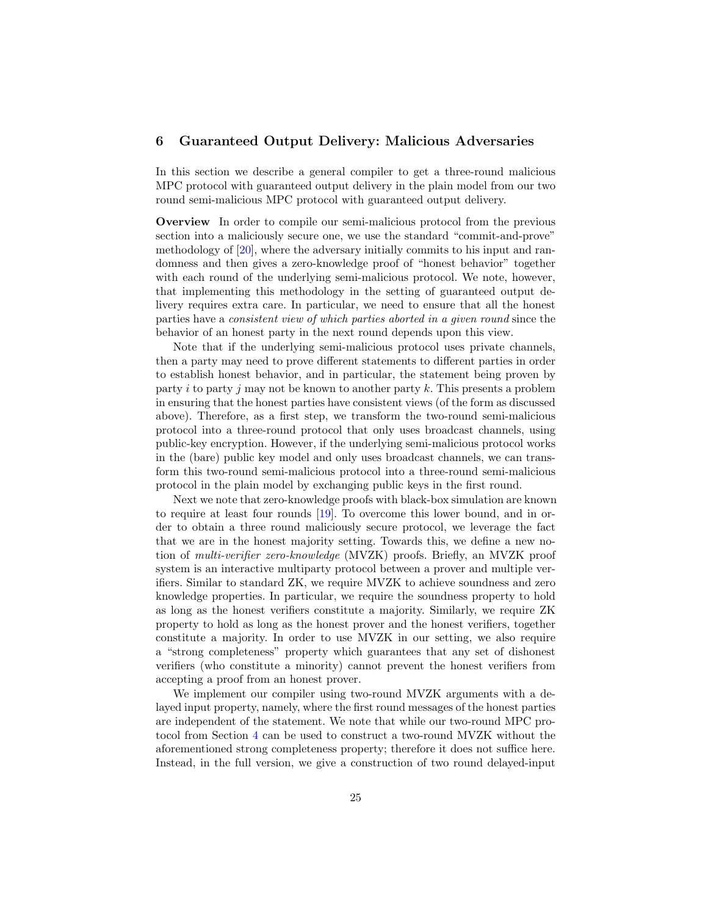## 6 Guaranteed Output Delivery: Malicious Adversaries

In this section we describe a general compiler to get a three-round malicious MPC protocol with guaranteed output delivery in the plain model from our two round semi-malicious MPC protocol with guaranteed output delivery.

**Overview** In order to compile our semi-malicious protocol from the previous section into a maliciously secure one, we use the standard "commit-and-prove" methodology of [20], where the adversary initially commits to his input and randomness and then gives a zero-knowledge proof of "honest behavior" together with each round of the underlying semi-malicious protocol. We note, however, that implementing this methodology in the setting of guaranteed output delivery requires extra care. In particular, we need to ensure that all the honest parties have a *consistent view of which parties aborted in a given round* since the behavior of an honest party in the next round depends upon this view.

Note that if the underlying semi-malicious protocol uses private channels, then a party may need to prove different statements to different parties in order to establish honest behavior, and in particular, the statement being proven by party $i$ to party $j$ may not be known to another party $k$. This presents a problem in ensuring that the honest parties have consistent views (of the form as discussed above). Therefore, as a first step, we transform the two-round semi-malicious protocol into a three-round protocol that only uses broadcast channels, using public-key encryption. However, if the underlying semi-malicious protocol works in the (bare) public key model and only uses broadcast channels, we can transform this two-round semi-malicious protocol into a three-round semi-malicious protocol in the plain model by exchanging public keys in the first round.

Next we note that zero-knowledge proofs with black-box simulation are known to require at least four rounds [19]. To overcome this lower bound, and in order to obtain a three round maliciously secure protocol, we leverage the fact that we are in the honest majority setting. Towards this, we define a new notion of *multi-verifier zero-knowledge* (MVZK) proofs. Briefly, an MVZK proof system is an interactive multiparty protocol between a prover and multiple verifiers. Similar to standard ZK, we require MVZK to achieve soundness and zero knowledge properties. In particular, we require the soundness property to hold as long as the honest verifiers constitute a majority. Similarly, we require ZK property to hold as long as the honest prover and the honest verifiers, together constitute a majority. In order to use MVZK in our setting, we also require a "strong completeness" property which guarantees that any set of dishonest verifiers (who constitute a minority) cannot prevent the honest verifiers from accepting a proof from an honest prover.

We implement our compiler using two-round MVZK arguments with a delayed input property, namely, where the first round messages of the honest parties are independent of the statement. We note that while our two-round MPC protocol from Section 4 can be used to construct a two-round MVZK without the aforementioned strong completeness property; therefore it does not suffice here. Instead, in the full version, we give a construction of two round delayed-input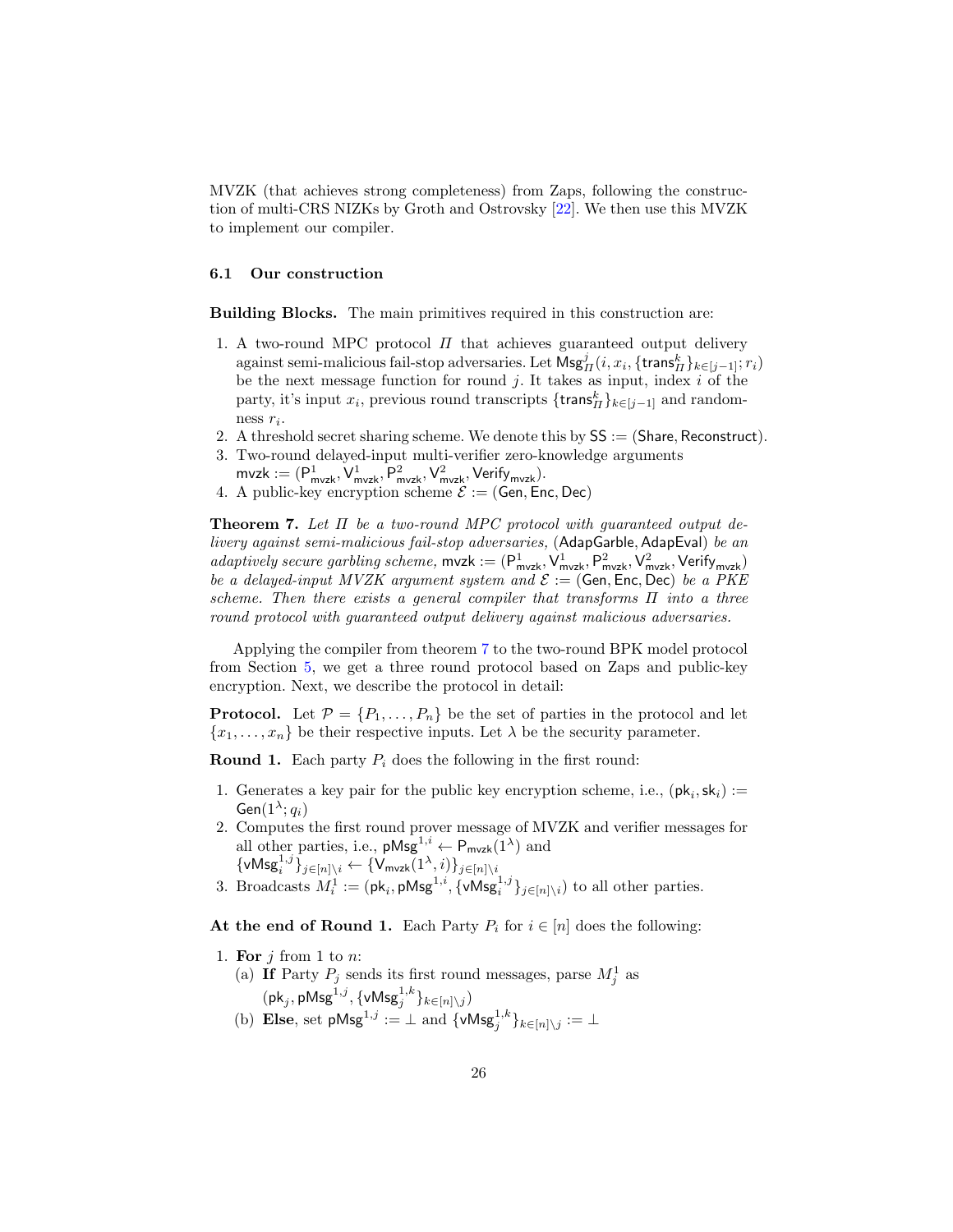MVZK (that achieves strong completeness) from Zaps, following the construction of multi-CRS NIZKs by Groth and Ostrovsky [22]. We then use this MVZK to implement our compiler.

### 6.1 Our construction

**Building Blocks.** The main primitives required in this construction are:

1. A two-round MPC protocol $\Pi$ that achieves guaranteed output delivery against semi-malicious fail-stop adversaries. Let $\mathsf{Msg}^j_\Pi(i, x_i, \{\mathsf{trans}^k_\Pi\}_{k\in[j-1]}; r_i)$ be the next message function for round $j$. It takes as input, index $i$ of the party, it's input $x_i$, previous round transcripts $\{\mathsf{trans}^k_\Pi\}_{k\in[j-1]}$ and randomness $r_i$.
2. A threshold secret sharing scheme. We denote this by $\mathsf{SS} := (\mathsf{Share}, \mathsf{Reconstruct})$.
3. Two-round delayed-input multi-verifier zero-knowledge arguments $\mathsf{mvzk} := (\mathsf{P}^1_{\mathsf{mvzk}}, \mathsf{V}^1_{\mathsf{mvzk}}, \mathsf{P}^2_{\mathsf{mvzk}}, \mathsf{V}^2_{\mathsf{mvzk}}, \mathsf{Verify}_{\mathsf{mvzk}})$.
4. A public-key encryption scheme $\mathcal{E} := (\mathsf{Gen}, \mathsf{Enc}, \mathsf{Dec})$

**Theorem 7.** *Let $\Pi$ be a two-round MPC protocol with guaranteed output delivery against semi-malicious fail-stop adversaries,* $(\mathsf{AdapGarble}, \mathsf{AdapEval})$ *be an adaptively secure garbling scheme,* $\mathsf{mvzk} := (\mathsf{P}^1_{\mathsf{mvzk}}, \mathsf{V}^1_{\mathsf{mvzk}}, \mathsf{P}^2_{\mathsf{mvzk}}, \mathsf{V}^2_{\mathsf{mvzk}}, \mathsf{Verify}_{\mathsf{mvzk}})$ *be a delayed-input MVZK argument system and* $\mathcal{E} := (\mathsf{Gen}, \mathsf{Enc}, \mathsf{Dec})$ *be a PKE scheme. Then there exists a general compiler that transforms $\Pi$ into a three round protocol with guaranteed output delivery against malicious adversaries.*

Applying the compiler from theorem 7 to the two-round BPK model protocol from Section 5, we get a three round protocol based on Zaps and public-key encryption. Next, we describe the protocol in detail:

**Protocol.** Let $\mathcal{P} = \{P_1, \dots, P_n\}$ be the set of parties in the protocol and let $\{x_1, \dots, x_n\}$ be their respective inputs. Let $\lambda$ be the security parameter.

**Round 1.** Each party $P_i$ does the following in the first round:

1. Generates a key pair for the public key encryption scheme, i.e., $(\mathsf{pk}_i, \mathsf{sk}_i) := \mathsf{Gen}(1^\lambda; q_i)$
2. Computes the first round prover message of MVZK and verifier messages for all other parties, i.e., $\mathsf{pMsg}^{1,i} \leftarrow \mathsf{P}_{\mathsf{mvzk}}(1^\lambda)$ and $\{\mathsf{vMsg}^{1,j}_i\}_{j\in[n]\setminus i} \leftarrow \{\mathsf{V}_{\mathsf{mvzk}}(1^\lambda, i)\}_{j\in[n]\setminus i}$
3. Broadcasts $M^1_i := (\mathsf{pk}_i, \mathsf{pMsg}^{1,i}, \{\mathsf{vMsg}^{1,j}_i\}_{j\in[n]\setminus i})$ to all other parties.

**At the end of Round 1.** Each Party $P_i$ for $i \in [n]$ does the following:

1. **For** $j$ from 1 to $n$:
   (a) **If** Party $P_j$ sends its first round messages, parse $M^1_j$ as $(\mathsf{pk}_j, \mathsf{pMsg}^{1,j}, \{\mathsf{vMsg}^{1,k}_j\}_{k\in[n]\setminus j})$
   (b) **Else**, set $\mathsf{pMsg}^{1,j} := \perp$ and $\{\mathsf{vMsg}^{1,k}_j\}_{k\in[n]\setminus j} := \perp$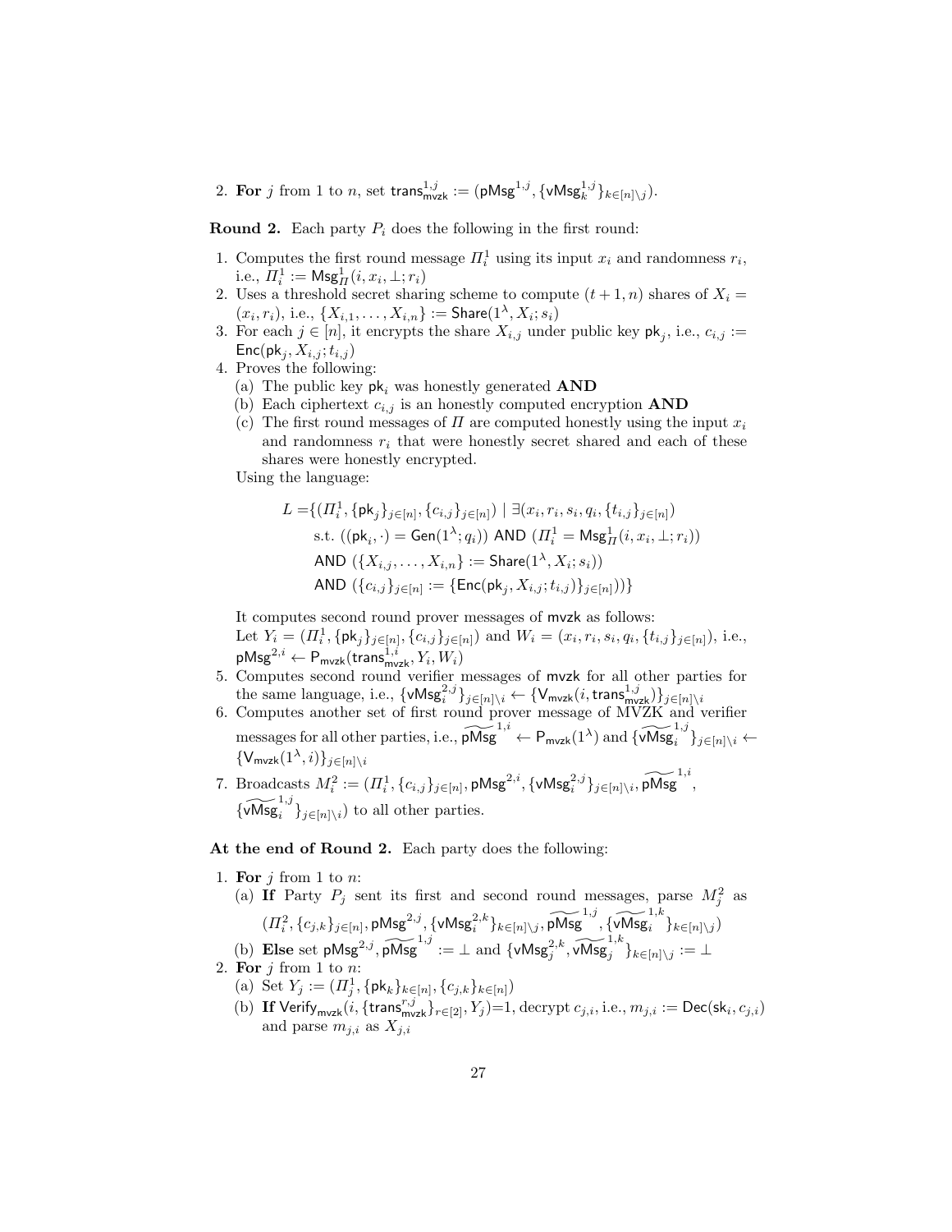2. **For** $j$ from 1 to $n$, set $\mathsf{trans}^{1,j}_{\mathsf{mvzk}} := (\mathsf{pMsg}^{1,j}, \{\mathsf{vMsg}^{1,j}_k\}_{k\in[n]\setminus j})$.

**Round 2.** Each party $P_i$ does the following in the first round:

1. Computes the first round message $\Pi^1_i$ using its input $x_i$ and randomness $r_i$, i.e., $\Pi^1_i := \mathsf{Msg}^1_\Pi(i, x_i, \perp; r_i)$
2. Uses a threshold secret sharing scheme to compute $(t+1, n)$ shares of $X_i = (x_i, r_i)$, i.e., $\{X_{i,1}, \ldots, X_{i,n}\} := \mathsf{Share}(1^\lambda, X_i; s_i)$
3. For each $j \in [n]$, it encrypts the share $X_{i,j}$ under public key $\mathsf{pk}_j$, i.e., $c_{i,j} := \mathsf{Enc}(\mathsf{pk}_j, X_{i,j}; t_{i,j})$
4. Proves the following:
   (a) The public key $\mathsf{pk}_i$ was honestly generated **AND**
   (b) Each ciphertext $c_{i,j}$ is an honestly computed encryption **AND**
   (c) The first round messages of $\Pi$ are computed honestly using the input $x_i$ and randomness $r_i$ that were honestly secret shared and each of these shares were honestly encrypted.

   Using the language:

$$
\begin{aligned}
L =\{&(\Pi^1_i, \{\mathsf{pk}_j\}_{j\in[n]}, \{c_{i,j}\}_{j\in[n]}) \mid \exists (x_i, r_i, s_i, q_i, \{t_{i,j}\}_{j\in[n]}) \\
&\text{s.t. } ((\mathsf{pk}_i, \cdot) = \mathsf{Gen}(1^\lambda; q_i)) \text{ AND } (\Pi^1_i = \mathsf{Msg}^1_\Pi(i, x_i, \perp; r_i)) \\
&\text{AND } (\{X_{i,j}, \ldots, X_{i,n}\} := \mathsf{Share}(1^\lambda, X_i; s_i)) \\
&\text{AND } (\{c_{i,j}\}_{j\in[n]} := \{\mathsf{Enc}(\mathsf{pk}_j, X_{i,j}; t_{i,j})\}_{j\in[n]}))\}
\end{aligned}
$$

   It computes second round prover messages of $\mathsf{mvzk}$ as follows:
   Let $Y_i = (\Pi^1_i, \{\mathsf{pk}_j\}_{j\in[n]}, \{c_{i,j}\}_{j\in[n]})$ and $W_i = (x_i, r_i, s_i, q_i, \{t_{i,j}\}_{j\in[n]})$, i.e., $\mathsf{pMsg}^{2,i} \leftarrow \mathsf{P}_{\mathsf{mvzk}}(\mathsf{trans}^{1,i}_{\mathsf{mvzk}}, Y_i, W_i)$
5. Computes second round verifier messages of $\mathsf{mvzk}$ for all other parties for the same language, i.e., $\{\mathsf{vMsg}^{2,j}_i\}_{j\in[n]\setminus i} \leftarrow \{\mathsf{V}_{\mathsf{mvzk}}(i, \mathsf{trans}^{1,j}_{\mathsf{mvzk}})\}_{j\in[n]\setminus i}$
6. Computes another set of first round prover message of MVZK and verifier messages for all other parties, i.e., $\widetilde{\mathsf{pMsg}}^{1,i} \leftarrow \mathsf{P}_{\mathsf{mvzk}}(1^\lambda)$ and $\{\widetilde{\mathsf{vMsg}}^{1,j}_i\}_{j\in[n]\setminus i} \leftarrow \{\mathsf{V}_{\mathsf{mvzk}}(1^\lambda, i)\}_{j\in[n]\setminus i}$
7. Broadcasts $M^2_i := (\Pi^1_i, \{c_{i,j}\}_{j\in[n]}, \mathsf{pMsg}^{2,i}, \{\mathsf{vMsg}^{2,j}_i\}_{j\in[n]\setminus i}, \widetilde{\mathsf{pMsg}}^{1,i}, \{\widetilde{\mathsf{vMsg}}^{1,j}_i\}_{j\in[n]\setminus i})$ to all other parties.

**At the end of Round 2.** Each party does the following:

1. **For** $j$ from 1 to $n$:
   (a) **If** Party $P_j$ sent its first and second round messages, parse $M^2_j$ as $(\Pi^2_i, \{c_{j,k}\}_{j\in[n]}, \mathsf{pMsg}^{2,j}, \{\mathsf{vMsg}^{2,k}_i\}_{k\in[n]\setminus j}, \widetilde{\mathsf{pMsg}}^{1,j}, \{\widetilde{\mathsf{vMsg}}^{1,k}_i\}_{k\in[n]\setminus j})$
   (b) **Else** set $\mathsf{pMsg}^{2,j}, \widetilde{\mathsf{pMsg}}^{1,j} := \perp$ and $\{\mathsf{vMsg}^{2,k}_j, \widetilde{\mathsf{vMsg}}^{1,k}_j\}_{k\in[n]\setminus j} := \perp$
2. **For** $j$ from 1 to $n$:
   (a) Set $Y_j := (\Pi^1_j, \{\mathsf{pk}_k\}_{k\in[n]}, \{c_{j,k}\}_{k\in[n]})$
   (b) **If** $\mathsf{Verify}_{\mathsf{mvzk}}(i, \{\mathsf{trans}^{r,j}_{\mathsf{mvzk}}\}_{r\in[2]}, Y_j)$=1, decrypt $c_{j,i}$, i.e., $m_{j,i} := \mathsf{Dec}(\mathsf{sk}_i, c_{j,i})$ and parse $m_{j,i}$ as $X_{j,i}$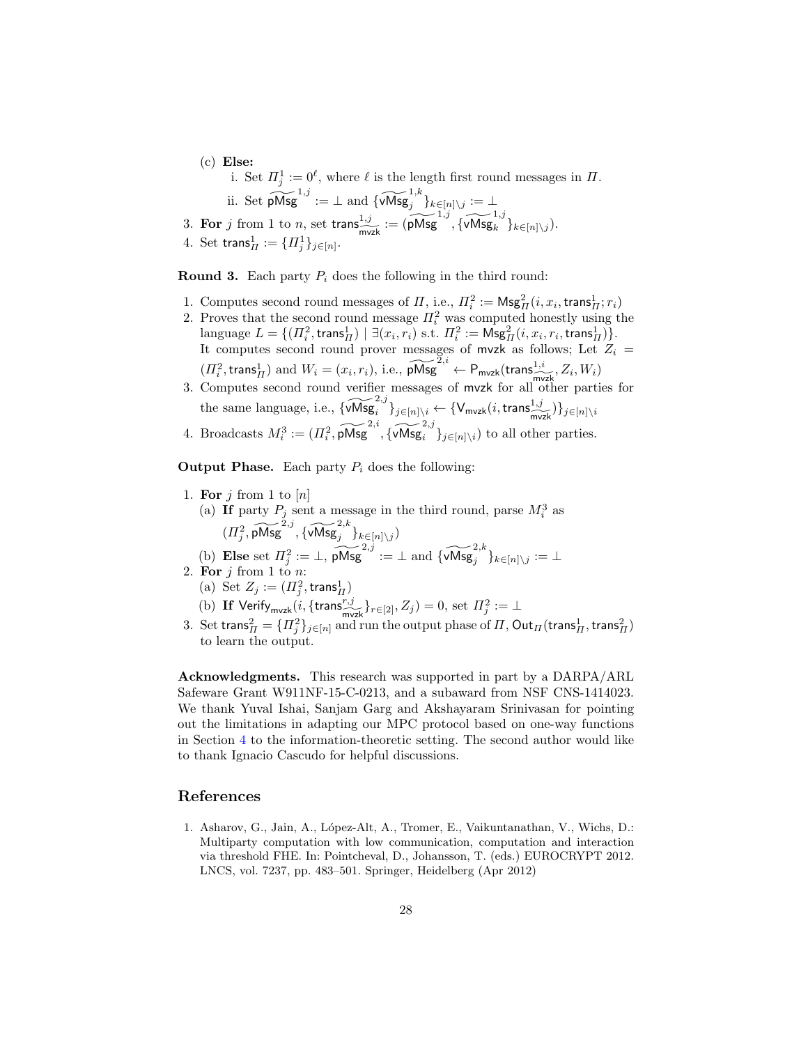(c) **Else:**

i. Set $\Pi_j^1 := 0^\ell$, where $\ell$ is the length first round messages in $\Pi$.

ii. Set $\widetilde{\mathsf{pMsg}}^{1,j} := \perp$ and $\{\widetilde{\mathsf{vMsg}}_j^{1,k}\}_{k\in[n]\setminus j} := \perp$

3. **For** $j$ from 1 to $n$, set $\mathsf{trans}^{1,j}_{\widetilde{\mathsf{mvzk}}} := (\widetilde{\mathsf{pMsg}}^{1,j}, \{\widetilde{\mathsf{vMsg}}_k^{1,j}\}_{k\in[n]\setminus j})$.
4. Set $\mathsf{trans}_\Pi^1 := \{\Pi_j^1\}_{j\in[n]}$.

**Round 3.** Each party $P_i$ does the following in the third round:

1. Computes second round messages of $\Pi$, i.e., $\Pi_i^2 := \mathsf{Msg}_\Pi^2(i, x_i, \mathsf{trans}_\Pi^1; r_i)$
2. Proves that the second round message $\Pi_i^2$ was computed honestly using the language $L = \{(\Pi_i^2, \mathsf{trans}_\Pi^1) \mid \exists (x_i, r_i) \text{ s.t. } \Pi_i^2 := \mathsf{Msg}_\Pi^2(i, x_i, r_i, \mathsf{trans}_\Pi^1)\}$. It computes second round prover messages of $\mathsf{mvzk}$ as follows; Let $Z_i = (\Pi_i^2, \mathsf{trans}_\Pi^1)$ and $W_i = (x_i, r_i)$, i.e., $\widetilde{\mathsf{pMsg}}^{2,i} \leftarrow \mathsf{P}_{\mathsf{mvzk}}(\mathsf{trans}^{1,i}_{\widetilde{\mathsf{mvzk}}}, Z_i, W_i)$
3. Computes second round verifier messages of $\mathsf{mvzk}$ for all other parties for the same language, i.e., $\{\widetilde{\mathsf{vMsg}}_i^{2,j}\}_{j\in[n]\setminus i} \leftarrow \{\mathsf{V}_{\mathsf{mvzk}}(i, \mathsf{trans}^{1,j}_{\widetilde{\mathsf{mvzk}}})\}_{j\in[n]\setminus i}$
4. Broadcasts $M_i^3 := (\Pi_i^2, \widetilde{\mathsf{pMsg}}^{2,i}, \{\widetilde{\mathsf{vMsg}}_i^{2,j}\}_{j\in[n]\setminus i})$ to all other parties.

**Output Phase.** Each party $P_i$ does the following:

1. **For** $j$ from 1 to $[n]$
   (a) **If** party $P_j$ sent a message in the third round, parse $M_i^3$ as $(\Pi_j^2, \widetilde{\mathsf{pMsg}}^{2,j}, \{\widetilde{\mathsf{vMsg}}_j^{2,k}\}_{k\in[n]\setminus j})$
   (b) **Else** set $\Pi_j^2 := \perp$, $\widetilde{\mathsf{pMsg}}^{2,j} := \perp$ and $\{\widetilde{\mathsf{vMsg}}_j^{2,k}\}_{k\in[n]\setminus j} := \perp$
2. **For** $j$ from 1 to $n$:
   (a) Set $Z_j := (\Pi_j^2, \mathsf{trans}_\Pi^1)$
   (b) **If** $\mathsf{Verify}_{\mathsf{mvzk}}(i, \{\mathsf{trans}^{r,j}_{\widetilde{\mathsf{mvzk}}}\}_{r\in[2]}, Z_j) = 0$, set $\Pi_j^2 := \perp$
3. Set $\mathsf{trans}_\Pi^2 = \{\Pi_j^2\}_{j\in[n]}$ and run the output phase of $\Pi$, $\mathsf{Out}_\Pi(\mathsf{trans}_\Pi^1, \mathsf{trans}_\Pi^2)$ to learn the output.

**Acknowledgments.** This research was supported in part by a DARPA/ARL Safeware Grant W911NF-15-C-0213, and a subaward from NSF CNS-1414023. We thank Yuval Ishai, Sanjam Garg and Akshayaram Srinivasan for pointing out the limitations in adapting our MPC protocol based on one-way functions in Section 4 to the information-theoretic setting. The second author would like to thank Ignacio Cascudo for helpful discussions.

## References

1. Asharov, G., Jain, A., López-Alt, A., Tromer, E., Vaikuntanathan, V., Wichs, D.: Multiparty computation with low communication, computation and interaction via threshold FHE. In: Pointcheval, D., Johansson, T. (eds.) EUROCRYPT 2012. LNCS, vol. 7237, pp. 483–501. Springer, Heidelberg (Apr 2012)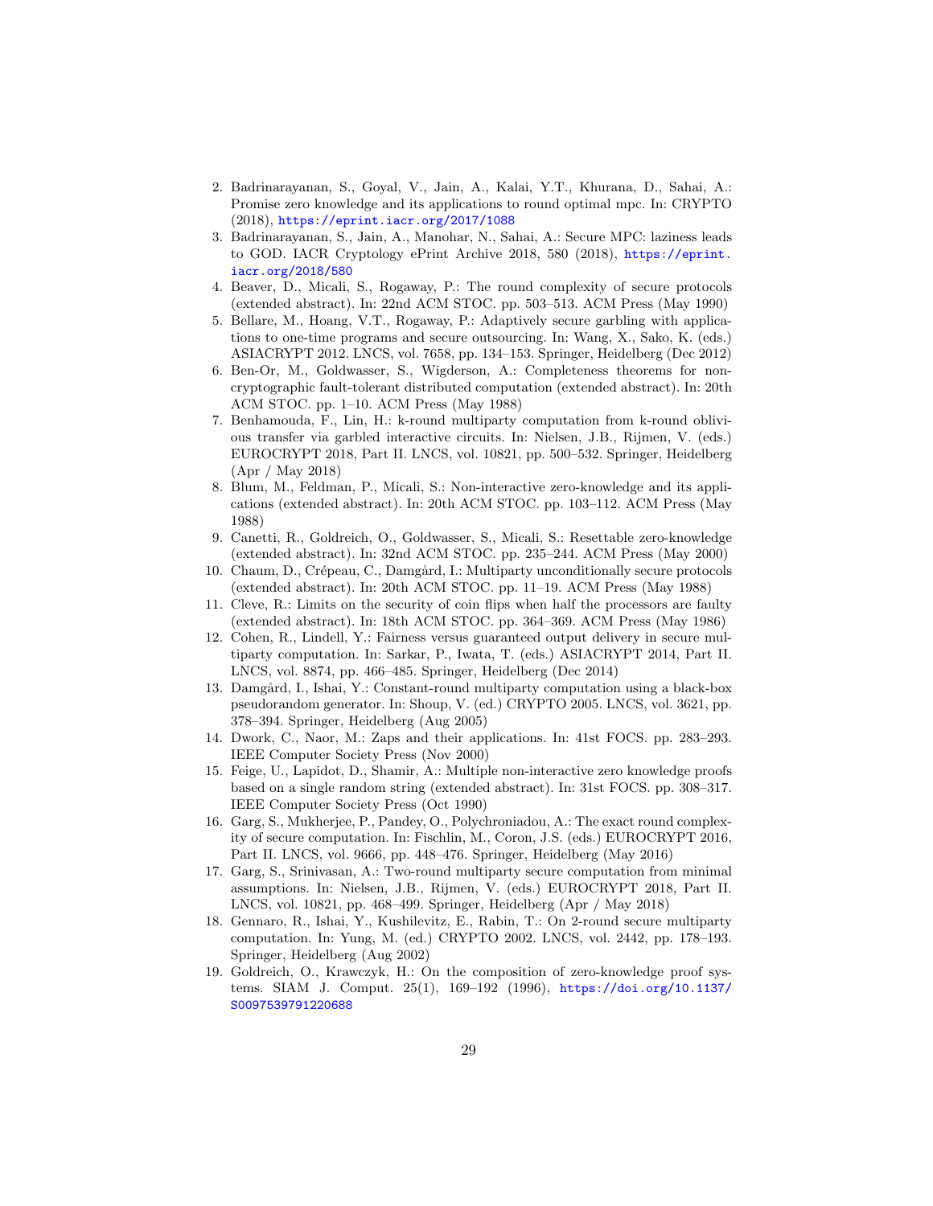2. Badrinarayanan, S., Goyal, V., Jain, A., Kalai, Y.T., Khurana, D., Sahai, A.: Promise zero knowledge and its applications to round optimal mpc. In: CRYPTO (2018), https://eprint.iacr.org/2017/1088
3. Badrinarayanan, S., Jain, A., Manohar, N., Sahai, A.: Secure MPC: laziness leads to GOD. IACR Cryptology ePrint Archive 2018, 580 (2018), https://eprint.iacr.org/2018/580
4. Beaver, D., Micali, S., Rogaway, P.: The round complexity of secure protocols (extended abstract). In: 22nd ACM STOC. pp. 503–513. ACM Press (May 1990)
5. Bellare, M., Hoang, V.T., Rogaway, P.: Adaptively secure garbling with applications to one-time programs and secure outsourcing. In: Wang, X., Sako, K. (eds.) ASIACRYPT 2012. LNCS, vol. 7658, pp. 134–153. Springer, Heidelberg (Dec 2012)
6. Ben-Or, M., Goldwasser, S., Wigderson, A.: Completeness theorems for non-cryptographic fault-tolerant distributed computation (extended abstract). In: 20th ACM STOC. pp. 1–10. ACM Press (May 1988)
7. Benhamouda, F., Lin, H.: k-round multiparty computation from k-round oblivious transfer via garbled interactive circuits. In: Nielsen, J.B., Rijmen, V. (eds.) EUROCRYPT 2018, Part II. LNCS, vol. 10821, pp. 500–532. Springer, Heidelberg (Apr / May 2018)
8. Blum, M., Feldman, P., Micali, S.: Non-interactive zero-knowledge and its applications (extended abstract). In: 20th ACM STOC. pp. 103–112. ACM Press (May 1988)
9. Canetti, R., Goldreich, O., Goldwasser, S., Micali, S.: Resettable zero-knowledge (extended abstract). In: 32nd ACM STOC. pp. 235–244. ACM Press (May 2000)
10. Chaum, D., Crépeau, C., Damgård, I.: Multiparty unconditionally secure protocols (extended abstract). In: 20th ACM STOC. pp. 11–19. ACM Press (May 1988)
11. Cleve, R.: Limits on the security of coin flips when half the processors are faulty (extended abstract). In: 18th ACM STOC. pp. 364–369. ACM Press (May 1986)
12. Cohen, R., Lindell, Y.: Fairness versus guaranteed output delivery in secure multiparty computation. In: Sarkar, P., Iwata, T. (eds.) ASIACRYPT 2014, Part II. LNCS, vol. 8874, pp. 466–485. Springer, Heidelberg (Dec 2014)
13. Damgård, I., Ishai, Y.: Constant-round multiparty computation using a black-box pseudorandom generator. In: Shoup, V. (ed.) CRYPTO 2005. LNCS, vol. 3621, pp. 378–394. Springer, Heidelberg (Aug 2005)
14. Dwork, C., Naor, M.: Zaps and their applications. In: 41st FOCS. pp. 283–293. IEEE Computer Society Press (Nov 2000)
15. Feige, U., Lapidot, D., Shamir, A.: Multiple non-interactive zero knowledge proofs based on a single random string (extended abstract). In: 31st FOCS. pp. 308–317. IEEE Computer Society Press (Oct 1990)
16. Garg, S., Mukherjee, P., Pandey, O., Polychroniadou, A.: The exact round complexity of secure computation. In: Fischlin, M., Coron, J.S. (eds.) EUROCRYPT 2016, Part II. LNCS, vol. 9666, pp. 448–476. Springer, Heidelberg (May 2016)
17. Garg, S., Srinivasan, A.: Two-round multiparty secure computation from minimal assumptions. In: Nielsen, J.B., Rijmen, V. (eds.) EUROCRYPT 2018, Part II. LNCS, vol. 10821, pp. 468–499. Springer, Heidelberg (Apr / May 2018)
18. Gennaro, R., Ishai, Y., Kushilevitz, E., Rabin, T.: On 2-round secure multiparty computation. In: Yung, M. (ed.) CRYPTO 2002. LNCS, vol. 2442, pp. 178–193. Springer, Heidelberg (Aug 2002)
19. Goldreich, O., Krawczyk, H.: On the composition of zero-knowledge proof systems. SIAM J. Comput. 25(1), 169–192 (1996), https://doi.org/10.1137/S0097539791220688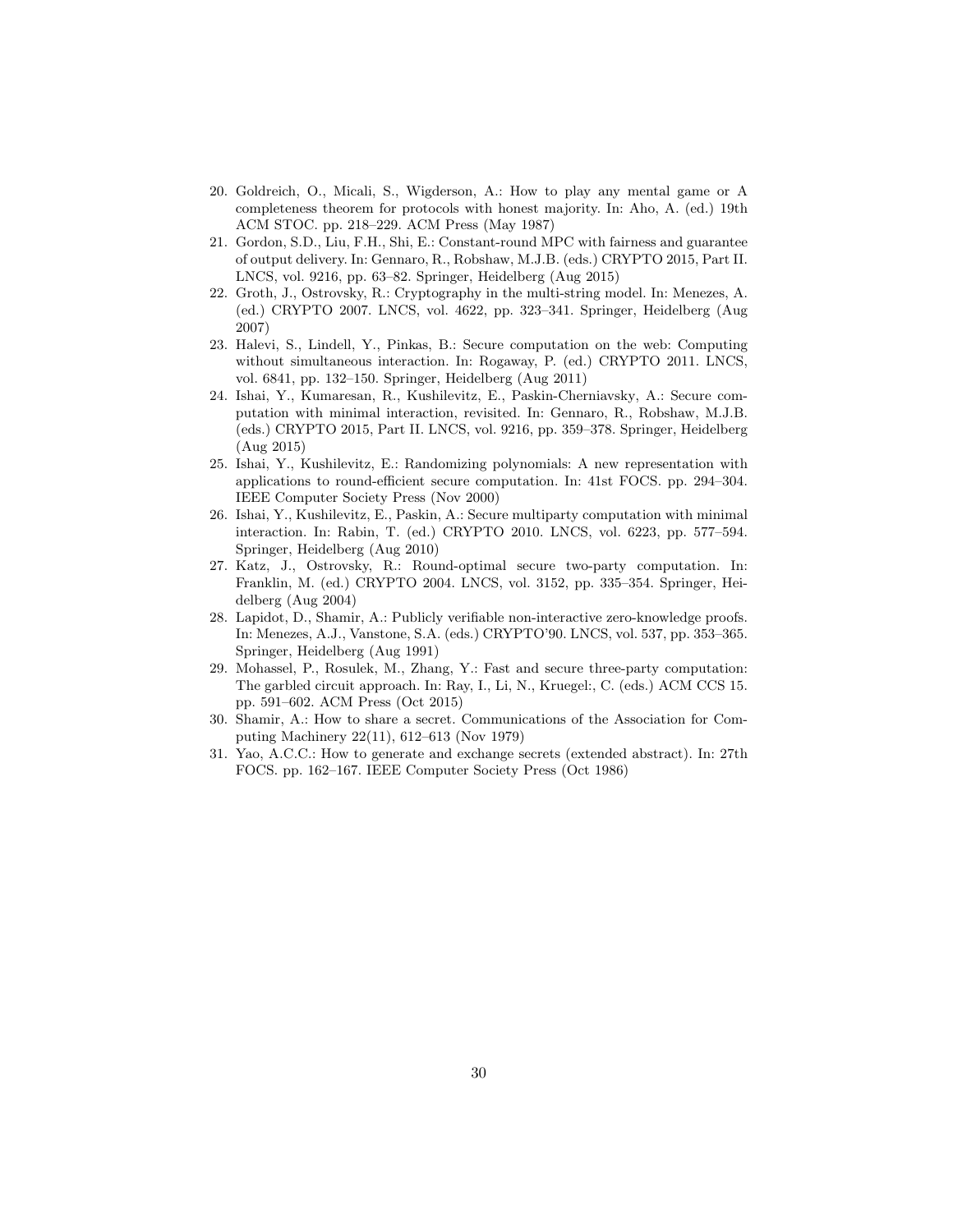20. Goldreich, O., Micali, S., Wigderson, A.: How to play any mental game or A completeness theorem for protocols with honest majority. In: Aho, A. (ed.) 19th ACM STOC. pp. 218–229. ACM Press (May 1987)
21. Gordon, S.D., Liu, F.H., Shi, E.: Constant-round MPC with fairness and guarantee of output delivery. In: Gennaro, R., Robshaw, M.J.B. (eds.) CRYPTO 2015, Part II. LNCS, vol. 9216, pp. 63–82. Springer, Heidelberg (Aug 2015)
22. Groth, J., Ostrovsky, R.: Cryptography in the multi-string model. In: Menezes, A. (ed.) CRYPTO 2007. LNCS, vol. 4622, pp. 323–341. Springer, Heidelberg (Aug 2007)
23. Halevi, S., Lindell, Y., Pinkas, B.: Secure computation on the web: Computing without simultaneous interaction. In: Rogaway, P. (ed.) CRYPTO 2011. LNCS, vol. 6841, pp. 132–150. Springer, Heidelberg (Aug 2011)
24. Ishai, Y., Kumaresan, R., Kushilevitz, E., Paskin-Cherniavsky, A.: Secure computation with minimal interaction, revisited. In: Gennaro, R., Robshaw, M.J.B. (eds.) CRYPTO 2015, Part II. LNCS, vol. 9216, pp. 359–378. Springer, Heidelberg (Aug 2015)
25. Ishai, Y., Kushilevitz, E.: Randomizing polynomials: A new representation with applications to round-efficient secure computation. In: 41st FOCS. pp. 294–304. IEEE Computer Society Press (Nov 2000)
26. Ishai, Y., Kushilevitz, E., Paskin, A.: Secure multiparty computation with minimal interaction. In: Rabin, T. (ed.) CRYPTO 2010. LNCS, vol. 6223, pp. 577–594. Springer, Heidelberg (Aug 2010)
27. Katz, J., Ostrovsky, R.: Round-optimal secure two-party computation. In: Franklin, M. (ed.) CRYPTO 2004. LNCS, vol. 3152, pp. 335–354. Springer, Heidelberg (Aug 2004)
28. Lapidot, D., Shamir, A.: Publicly verifiable non-interactive zero-knowledge proofs. In: Menezes, A.J., Vanstone, S.A. (eds.) CRYPTO'90. LNCS, vol. 537, pp. 353–365. Springer, Heidelberg (Aug 1991)
29. Mohassel, P., Rosulek, M., Zhang, Y.: Fast and secure three-party computation: The garbled circuit approach. In: Ray, I., Li, N., Kruegel:, C. (eds.) ACM CCS 15. pp. 591–602. ACM Press (Oct 2015)
30. Shamir, A.: How to share a secret. Communications of the Association for Computing Machinery 22(11), 612–613 (Nov 1979)
31. Yao, A.C.C.: How to generate and exchange secrets (extended abstract). In: 27th FOCS. pp. 162–167. IEEE Computer Society Press (Oct 1986)